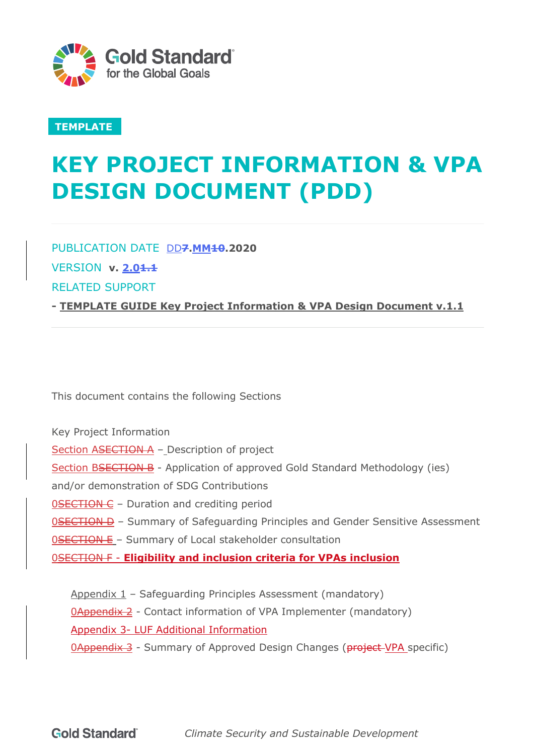Gold Standard for the Global Goals

TEMPLATE

# KEY PROJECT INFORMATION & VPA DESIGN DOCUMENT (PDD)

PUBLICATION DATE DD~~7~~.MM~~10~~.2020

VERSION v. 2.0~~1.1~~

RELATED SUPPORT

- **TEMPLATE GUIDE Key Project Information & VPA Design Document v.1.1**

This document contains the following Sections

Key Project Information

Section A~~SECTION A~~ – Description of project

Section B~~SECTION B~~ - Application of approved Gold Standard Methodology (ies) and/or demonstration of SDG Contributions

0~~SECTION C~~ – Duration and crediting period

0~~SECTION D~~ – Summary of Safeguarding Principles and Gender Sensitive Assessment

0~~SECTION E~~ – Summary of Local stakeholder consultation

0~~SECTION F~~ - **Eligibility and inclusion criteria for VPAs inclusion**

Appendix 1 – Safeguarding Principles Assessment (mandatory)

0~~Appendix 2~~ - Contact information of VPA Implementer (mandatory)

Appendix 3- LUF Additional Information

0~~Appendix 3~~ - Summary of Approved Design Changes (~~project~~ VPA specific)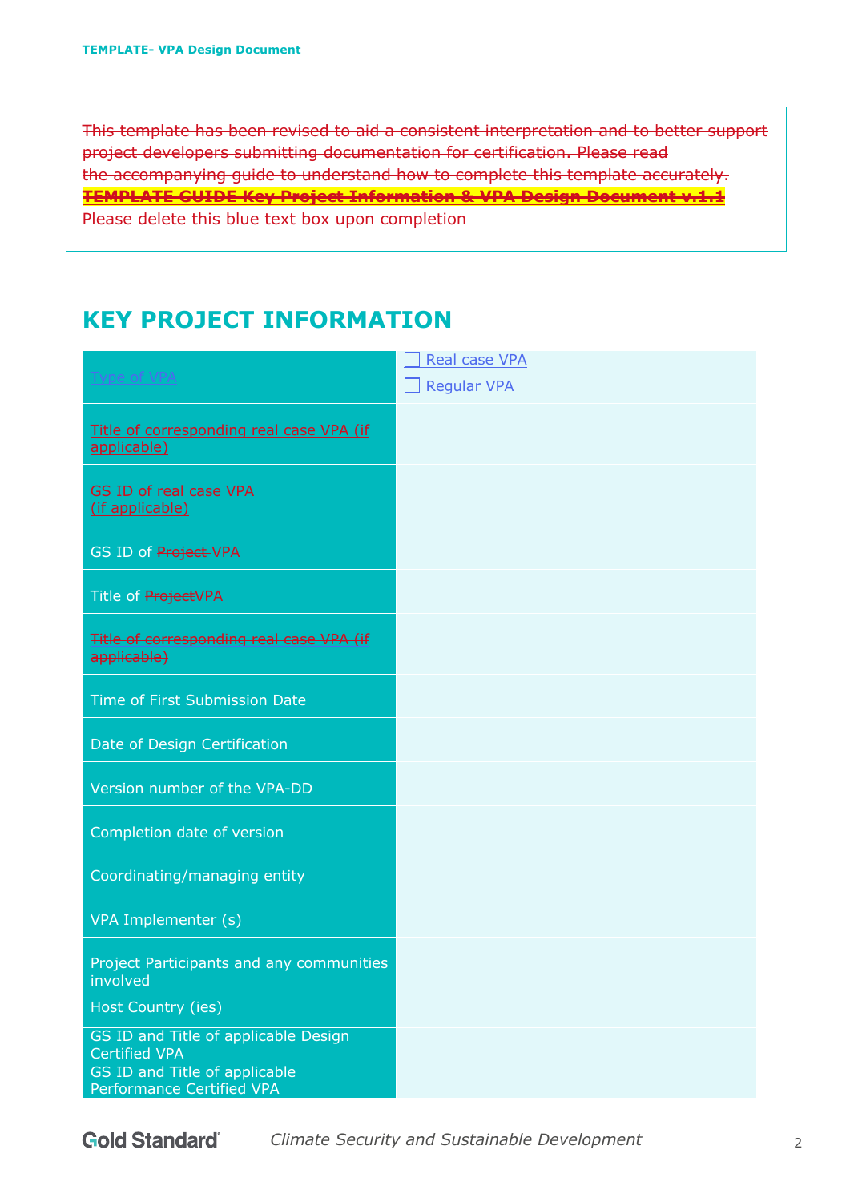This template has been revised to aid a consistent interpretation and to better support project developers submitting documentation for certification. Please read the accompanying guide to understand how to complete this template accurately.
**TEMPLATE GUIDE Key Project Information & VPA Design Document v.1.1**
Please delete this blue text box upon completion

# KEY PROJECT INFORMATION

| | |
|---|---|
| Type of VPA | ☐ Real case VPA<br>☐ Regular VPA |
| Title of corresponding real case VPA (if applicable) | |
| GS ID of real case VPA (if applicable) | |
| GS ID of Project VPA | |
| Title of ProjectVPA | |
| Title of corresponding real case VPA (if applicable) | |
| Time of First Submission Date | |
| Date of Design Certification | |
| Version number of the VPA-DD | |
| Completion date of version | |
| Coordinating/managing entity | |
| VPA Implementer (s) | |
| Project Participants and any communities involved | |
| Host Country (ies) | |
| GS ID and Title of applicable Design Certified VPA | |
| GS ID and Title of applicable Performance Certified VPA | |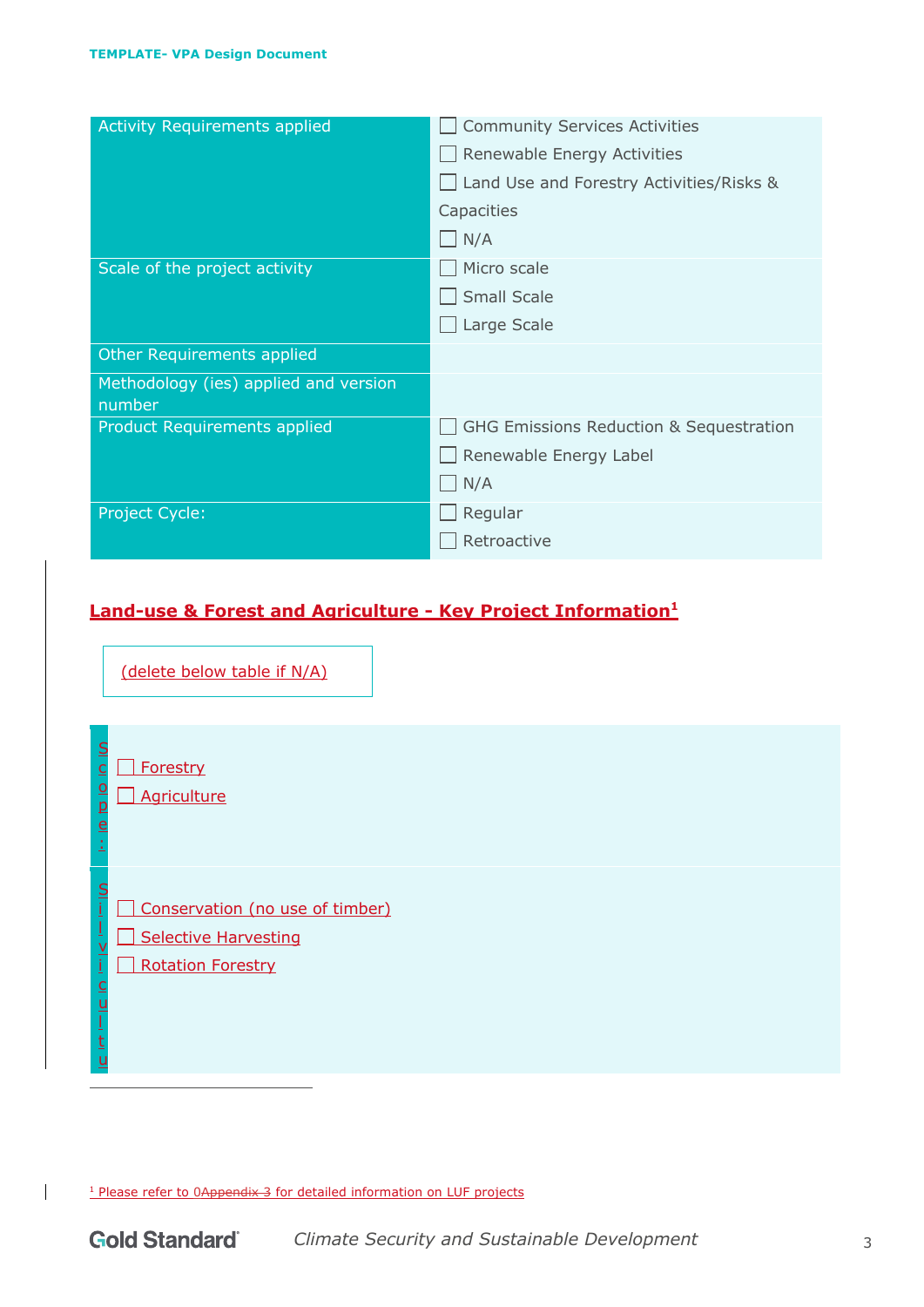| | |
|---|---|
| Activity Requirements applied | ☐ Community Services Activities<br>☐ Renewable Energy Activities<br>☐ Land Use and Forestry Activities/Risks & Capacities<br>☐ N/A |
| Scale of the project activity | ☐ Micro scale<br>☐ Small Scale<br>☐ Large Scale |
| Other Requirements applied | |
| Methodology (ies) applied and version number | |
| Product Requirements applied | ☐ GHG Emissions Reduction & Sequestration<br>☐ Renewable Energy Label<br>☐ N/A |
| Project Cycle: | ☐ Regular<br>☐ Retroactive |

## Land-use & Forest and Agriculture - Key Project Information[1]

(delete below table if N/A)

| | |
|---|---|
| Scope: | ☐ Forestry<br>☐ Agriculture |
| Silvicultu | ☐ Conservation (no use of timber)<br>☐ Selective Harvesting<br>☐ Rotation Forestry |

[1] Please refer to 0Appendix 3 for detailed information on LUF projects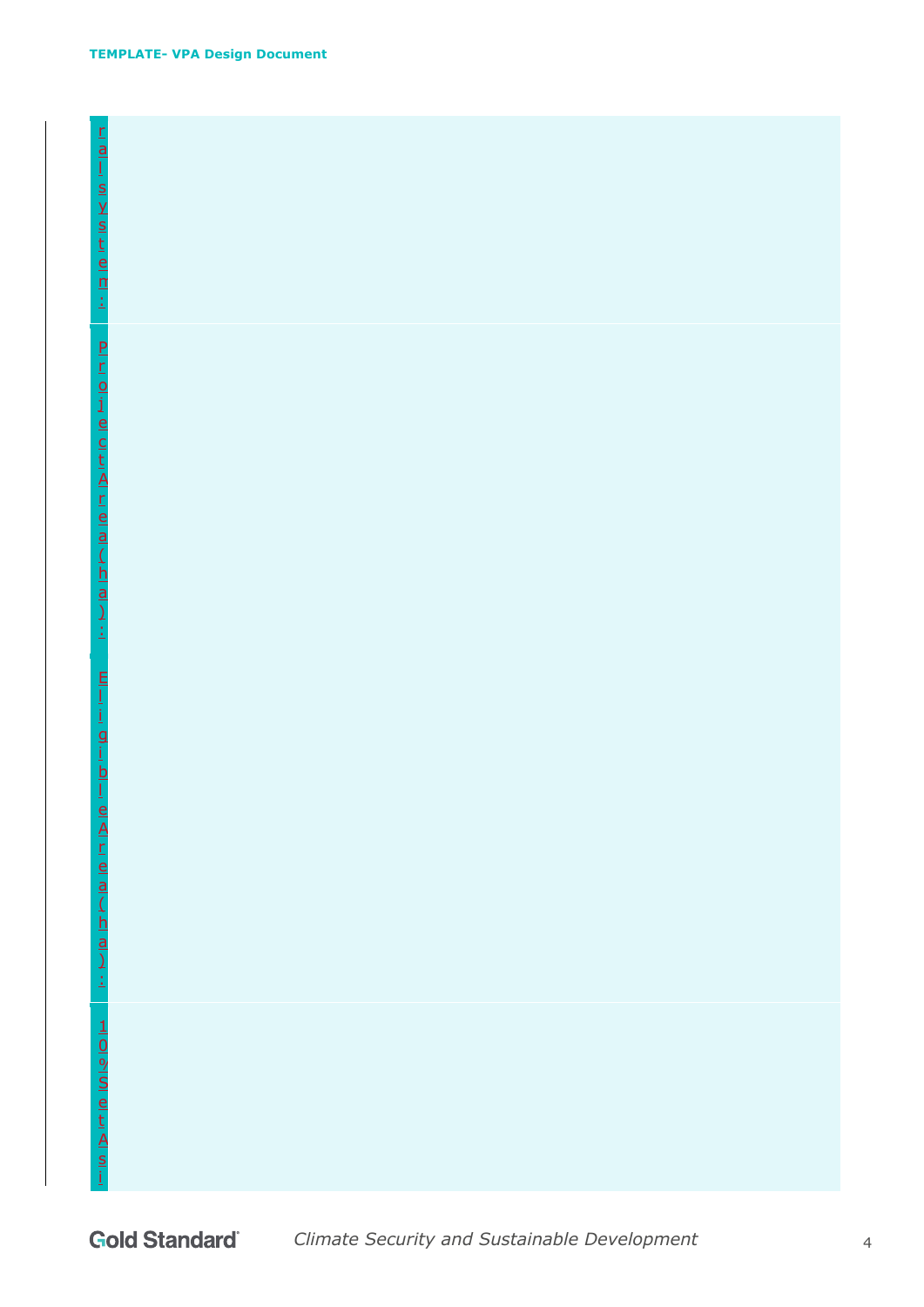| | |
|---|---|
| ral system: | |
| Project Area (ha): | |
| Eligible Area (ha): | |
| 10% Set Asi | |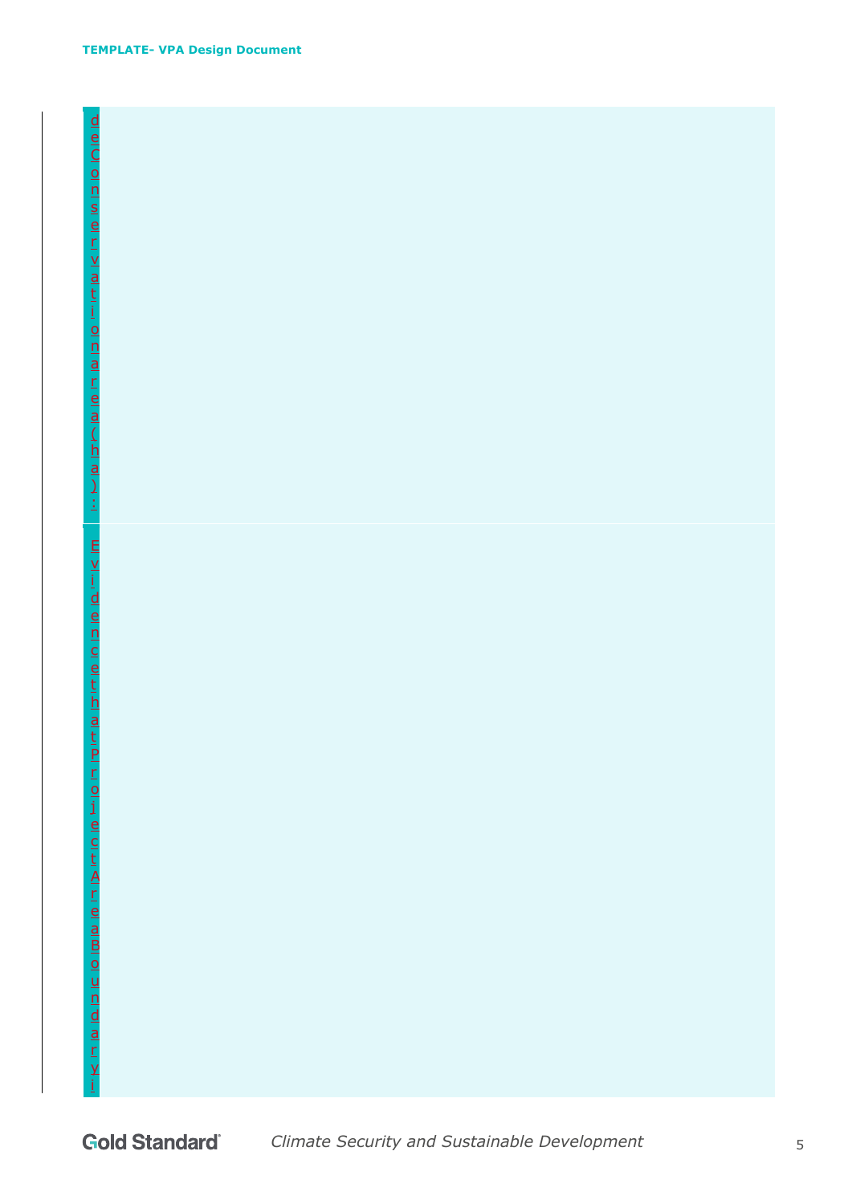| | |
|---|---|
| deConservationarea(ha): | |
| EvidencethatProjectAreaBoundaryi | |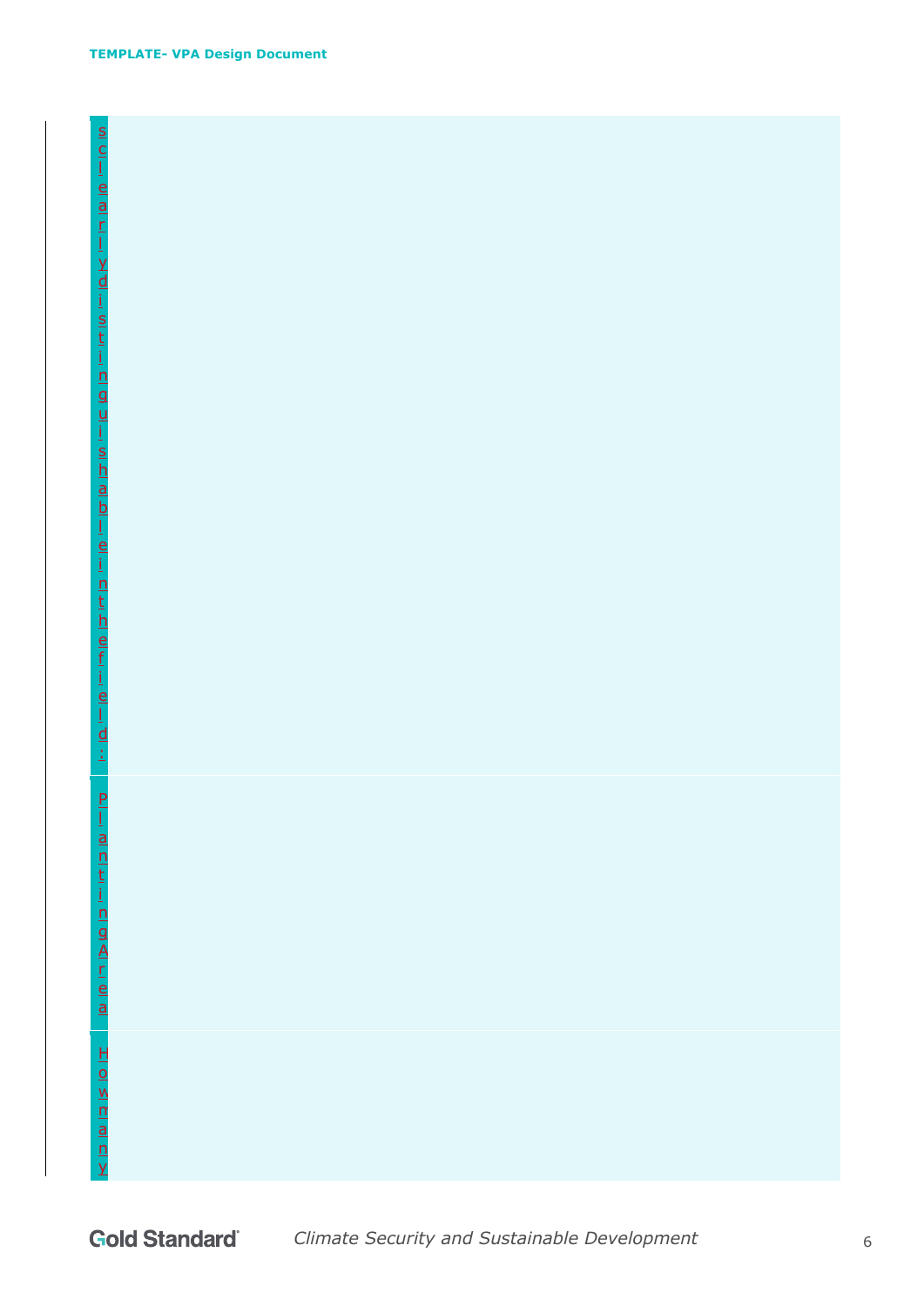| | |
|---|---|
| s clearly distinguishable in the field: | |
| Planting Area | |
| How many | |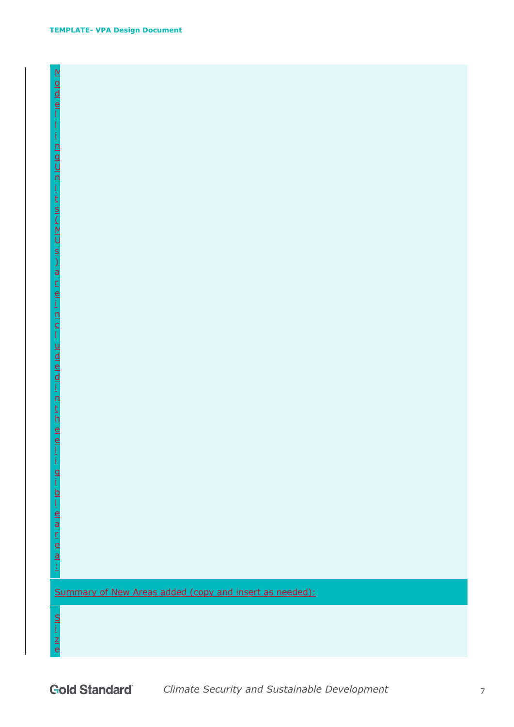| Modelling Units (MUs) are included in the eligible area: | |
|---|---|

| Summary of New Areas added (copy and insert as needed): |
|---|

| Size | |
|---|---|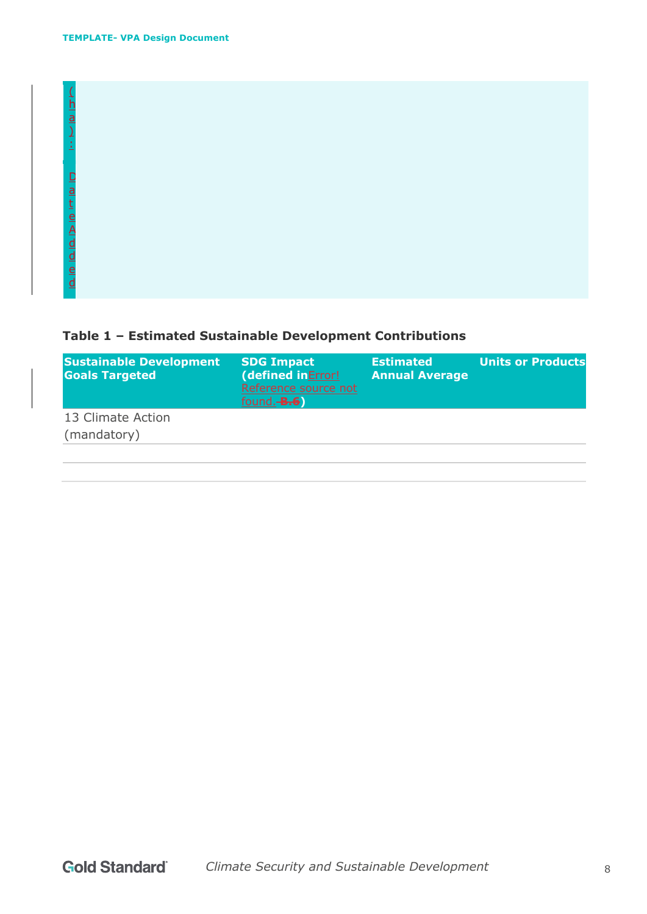(ha): Date Added

**Table 1 – Estimated Sustainable Development Contributions**

| Sustainable Development Goals Targeted | SDG Impact (defined in Error! Reference source not found. B.6) | Estimated Annual Average | Units or Products |
|---|---|---|---|
| 13 Climate Action (mandatory) | | | |
| | | | |
| | | | |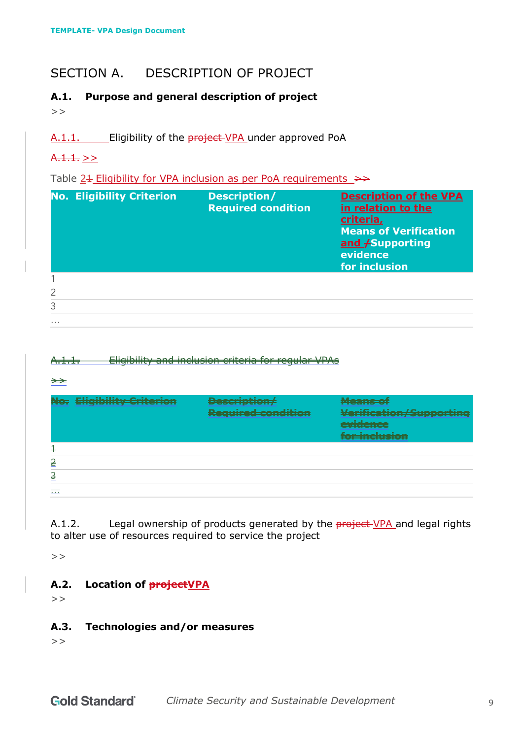# SECTION A. DESCRIPTION OF PROJECT

## A.1. Purpose and general description of project

>>

A.1.1. Eligibility of the ~~project~~ VPA under approved PoA

~~A.1.1.~~ >>

Table 2~~1~~ Eligibility for VPA inclusion as per PoA requirements ~~>>~~

| No. | Eligibility Criterion | Description/ Required condition | Description of the VPA in relation to the criteria, Means of Verification and ~~/~~Supporting evidence for inclusion |
|---|---|---|---|
| 1 | | | |
| 2 | | | |
| 3 | | | |
| … | | | |

~~A.1.1. Eligibility and inclusion criteria for regular VPAs~~

~~>>~~

| ~~No.~~ | ~~Eligibility Criterion~~ | ~~Description/ Required condition~~ | ~~Means of Verification/Supporting evidence for inclusion~~ |
|---|---|---|---|
| ~~1~~ | | | |
| ~~2~~ | | | |
| ~~3~~ | | | |
| ~~…~~ | | | |

A.1.2. Legal ownership of products generated by the ~~project~~ VPA and legal rights to alter use of resources required to service the project

>>

## A.2. Location of ~~project~~VPA

>>

## A.3. Technologies and/or measures

>>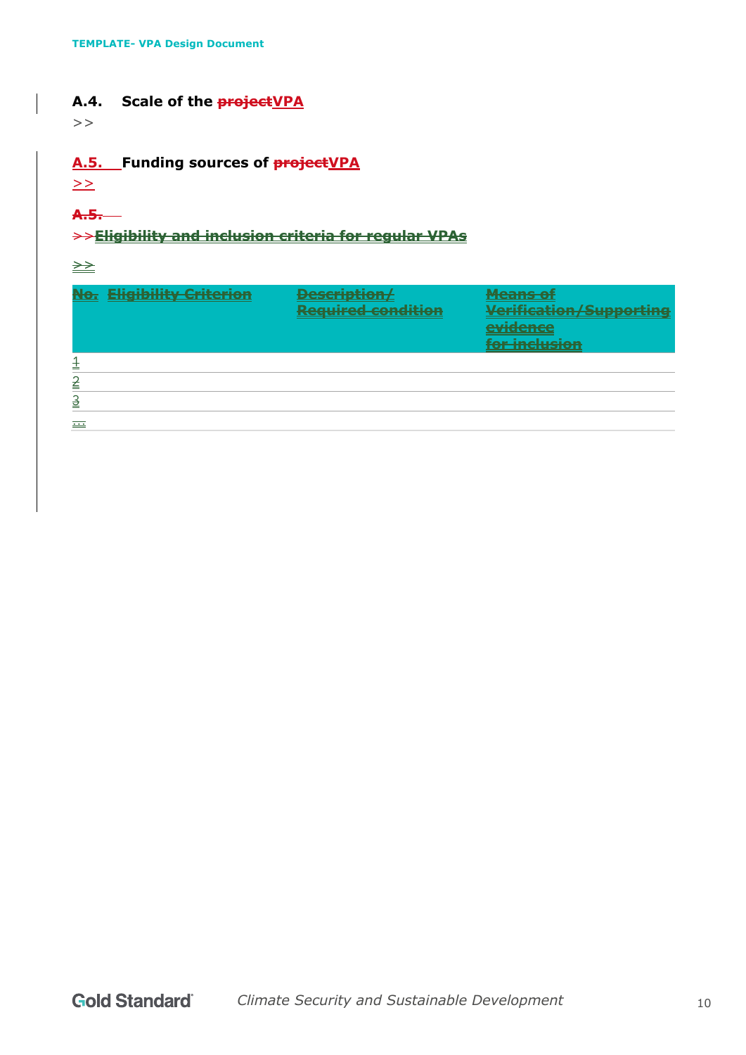### A.4. Scale of the ~~project~~VPA

>>

### A.5. Funding sources of ~~project~~VPA

>>

~~A.5.~~

~~>>Eligibility and inclusion criteria for regular VPAs~~

>>

| ~~No.~~ | ~~Eligibility Criterion~~ | ~~Description/ Required condition~~ | ~~Means of Verification/Supporting evidence for inclusion~~ |
|---|---|---|---|
| 1 | | | |
| 2 | | | |
| 3 | | | |
| ... | | | |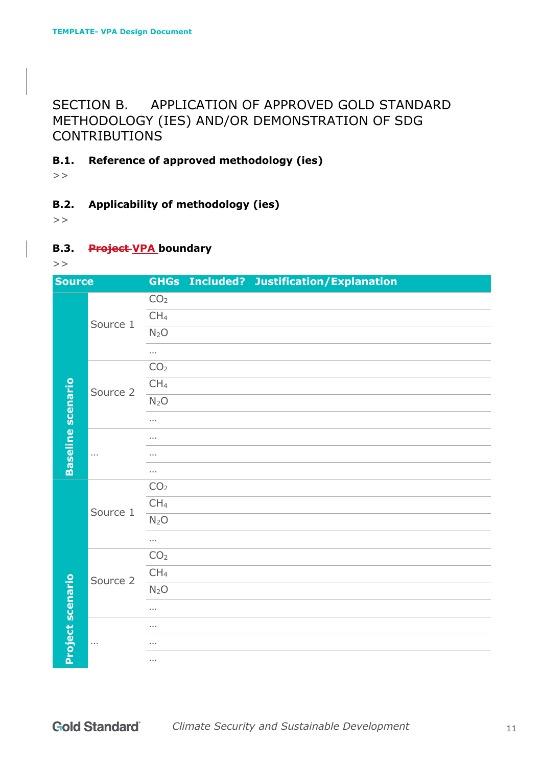# SECTION B. APPLICATION OF APPROVED GOLD STANDARD METHODOLOGY (IES) AND/OR DEMONSTRATION OF SDG CONTRIBUTIONS

### B.1. Reference of approved methodology (ies)

>>

### B.2. Applicability of methodology (ies)

>>

### B.3. ~~Project~~ VPA boundary

>>

| Source | | GHGs | Included? | Justification/Explanation |
|---|---|---|---|---|
| Baseline scenario | Source 1 | $CO_2$ | | |
| | | $CH_4$ | | |
| | | $N_2O$ | | |
| | | … | | |
| | Source 2 | $CO_2$ | | |
| | | $CH_4$ | | |
| | | $N_2O$ | | |
| | | … | | |
| | … | … | | |
| | | … | | |
| | | … | | |
| Project scenario | Source 1 | $CO_2$ | | |
| | | $CH_4$ | | |
| | | $N_2O$ | | |
| | | … | | |
| | Source 2 | $CO_2$ | | |
| | | $CH_4$ | | |
| | | $N_2O$ | | |
| | | … | | |
| | … | … | | |
| | | … | | |
| | | … | | |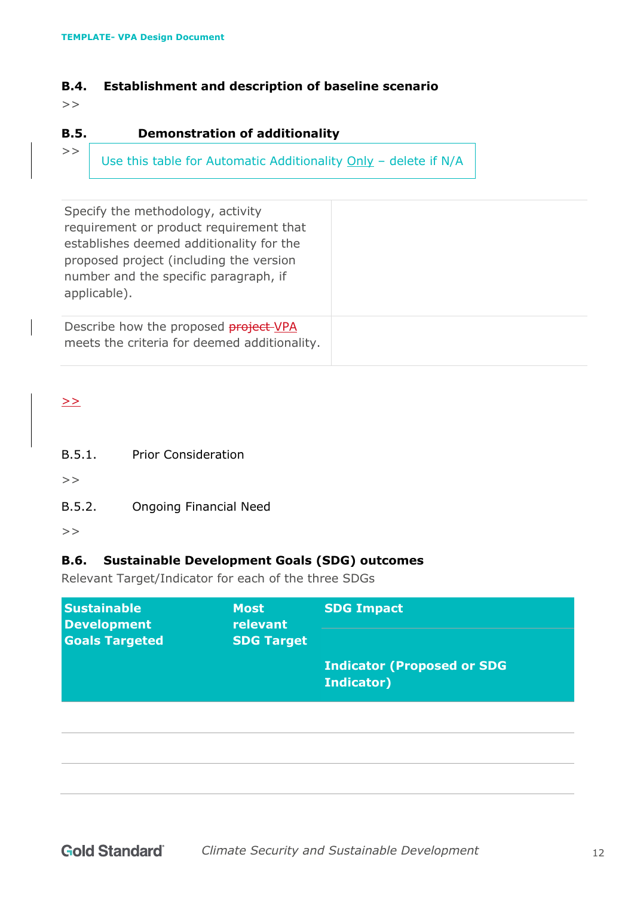### B.4. Establishment and description of baseline scenario

>>

### B.5. Demonstration of additionality

>>

Use this table for Automatic Additionality Only – delete if N/A

| Specify the methodology, activity requirement or product requirement that establishes deemed additionality for the proposed project (including the version number and the specific paragraph, if applicable). | |
|---|---|
| Describe how the proposed ~~project~~ VPA meets the criteria for deemed additionality. | |

>>

B.5.1. Prior Consideration

>>

B.5.2. Ongoing Financial Need

>>

### B.6. Sustainable Development Goals (SDG) outcomes

Relevant Target/Indicator for each of the three SDGs

| Sustainable Development Goals Targeted | Most relevant SDG Target | SDG Impact |
|---|---|---|
| | | Indicator (Proposed or SDG Indicator) |
| | | |
| | | |
| | | |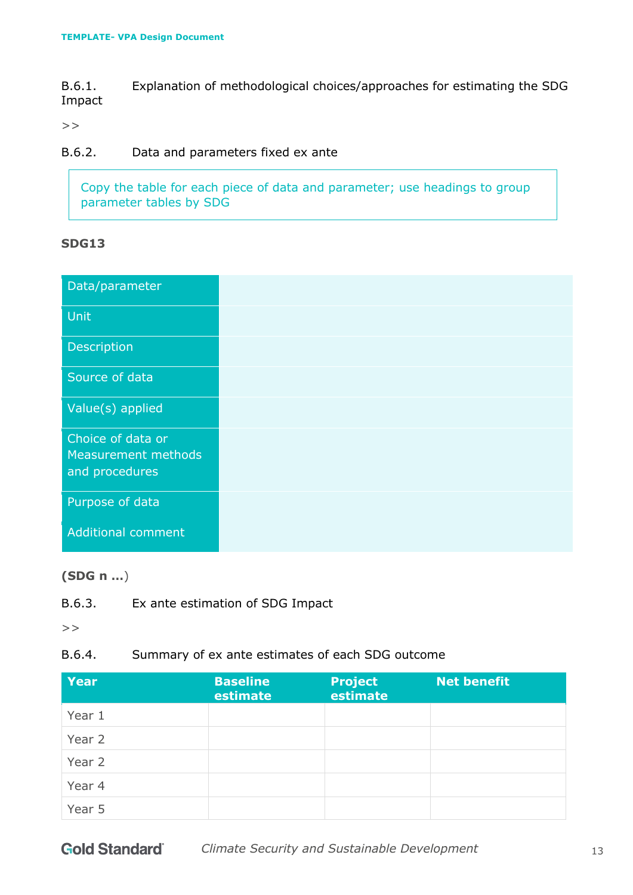B.6.1. Explanation of methodological choices/approaches for estimating the SDG Impact

>>

B.6.2. Data and parameters fixed ex ante

> Copy the table for each piece of data and parameter; use headings to group parameter tables by SDG

**SDG13**

| Data/parameter | |
|---|---|
| Unit | |
| Description | |
| Source of data | |
| Value(s) applied | |
| Choice of data or Measurement methods and procedures | |
| Purpose of data | |
| Additional comment | |

**(SDG n …**)

B.6.3. Ex ante estimation of SDG Impact

>>

B.6.4. Summary of ex ante estimates of each SDG outcome

| Year | Baseline estimate | Project estimate | Net benefit |
|---|---|---|---|
| Year 1 | | | |
| Year 2 | | | |
| Year 2 | | | |
| Year 4 | | | |
| Year 5 | | | |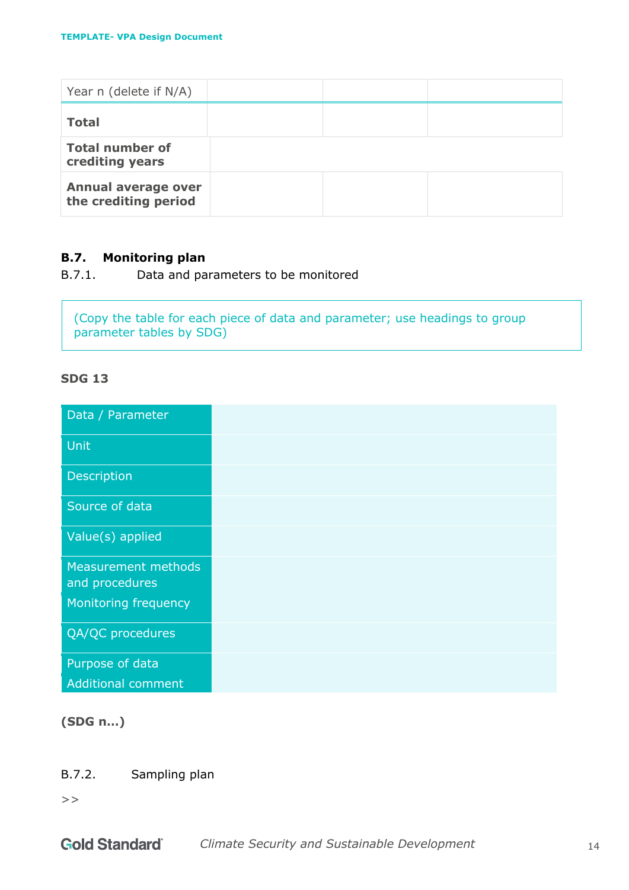| Year n (delete if N/A) | | | |
|---|---|---|---|
| **Total** | | | |
| **Total number of crediting years** | | | |
| **Annual average over the crediting period** | | | |

### B.7. Monitoring plan

B.7.1. Data and parameters to be monitored

(Copy the table for each piece of data and parameter; use headings to group parameter tables by SDG)

**SDG 13**

| Data / Parameter | |
|---|---|
| Unit | |
| Description | |
| Source of data | |
| Value(s) applied | |
| Measurement methods and procedures | |
| Monitoring frequency | |
| QA/QC procedures | |
| Purpose of data | |
| Additional comment | |

**(SDG n…)**

B.7.2. Sampling plan

>>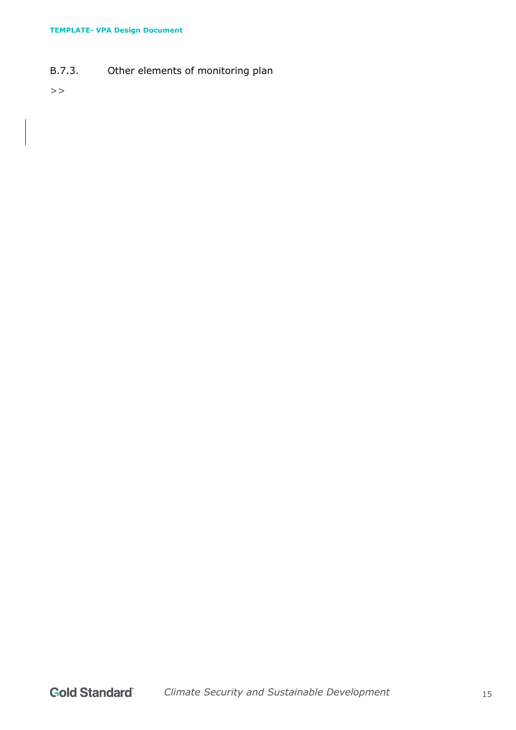### B.7.3. Other elements of monitoring plan

>>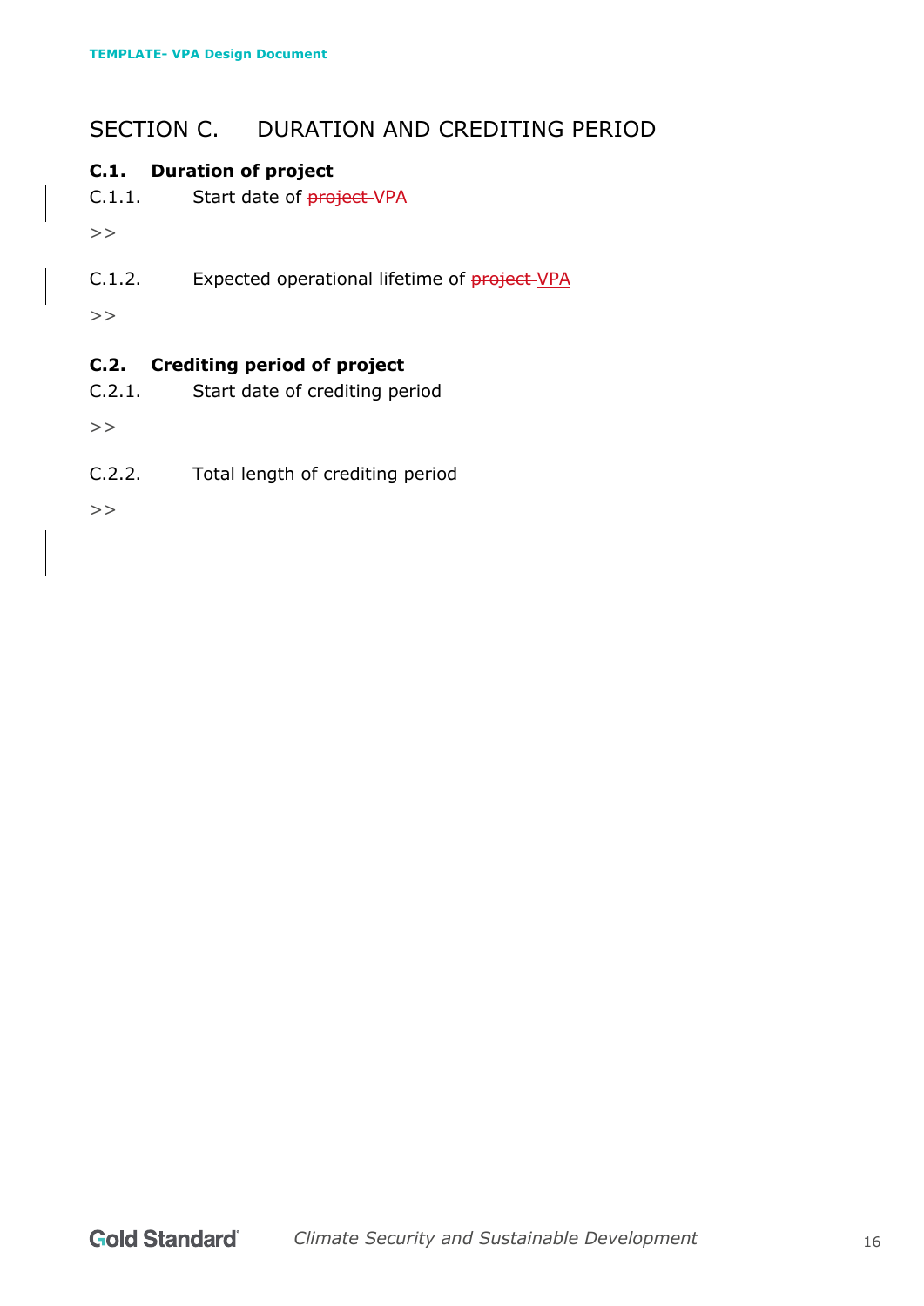# SECTION C. DURATION AND CREDITING PERIOD

## C.1. Duration of project

C.1.1. Start date of ~~project~~ VPA

>>

C.1.2. Expected operational lifetime of ~~project~~ VPA

>>

## C.2. Crediting period of project

C.2.1. Start date of crediting period

>>

C.2.2. Total length of crediting period

>>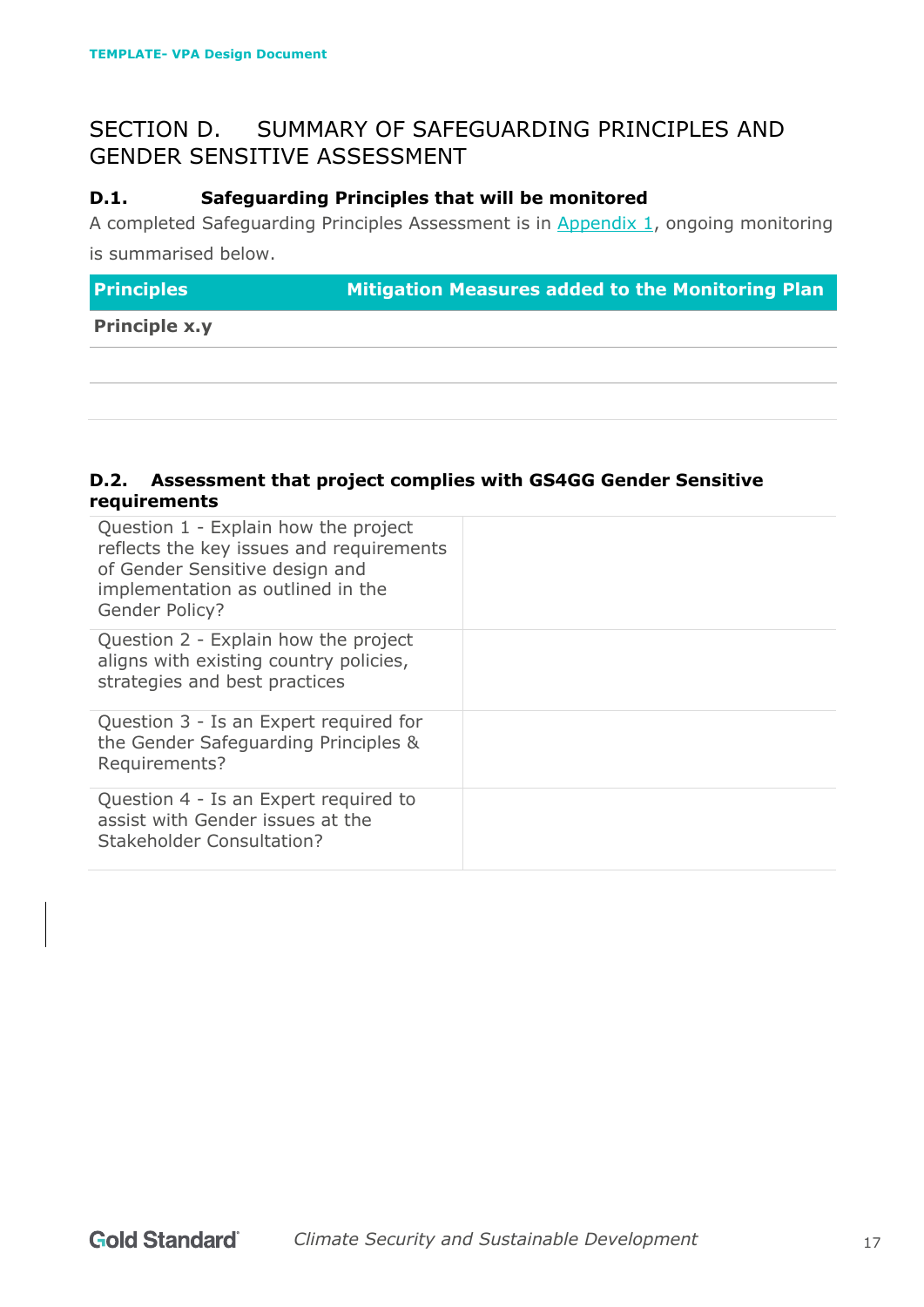# SECTION D. SUMMARY OF SAFEGUARDING PRINCIPLES AND GENDER SENSITIVE ASSESSMENT

## D.1. Safeguarding Principles that will be monitored

A completed Safeguarding Principles Assessment is in Appendix 1, ongoing monitoring is summarised below.

| Principles | Mitigation Measures added to the Monitoring Plan |
|---|---|
| **Principle x.y** | |
| | |
| | |

## D.2. Assessment that project complies with GS4GG Gender Sensitive requirements

| | |
|---|---|
| Question 1 - Explain how the project reflects the key issues and requirements of Gender Sensitive design and implementation as outlined in the Gender Policy? | |
| Question 2 - Explain how the project aligns with existing country policies, strategies and best practices | |
| Question 3 - Is an Expert required for the Gender Safeguarding Principles & Requirements? | |
| Question 4 - Is an Expert required to assist with Gender issues at the Stakeholder Consultation? | |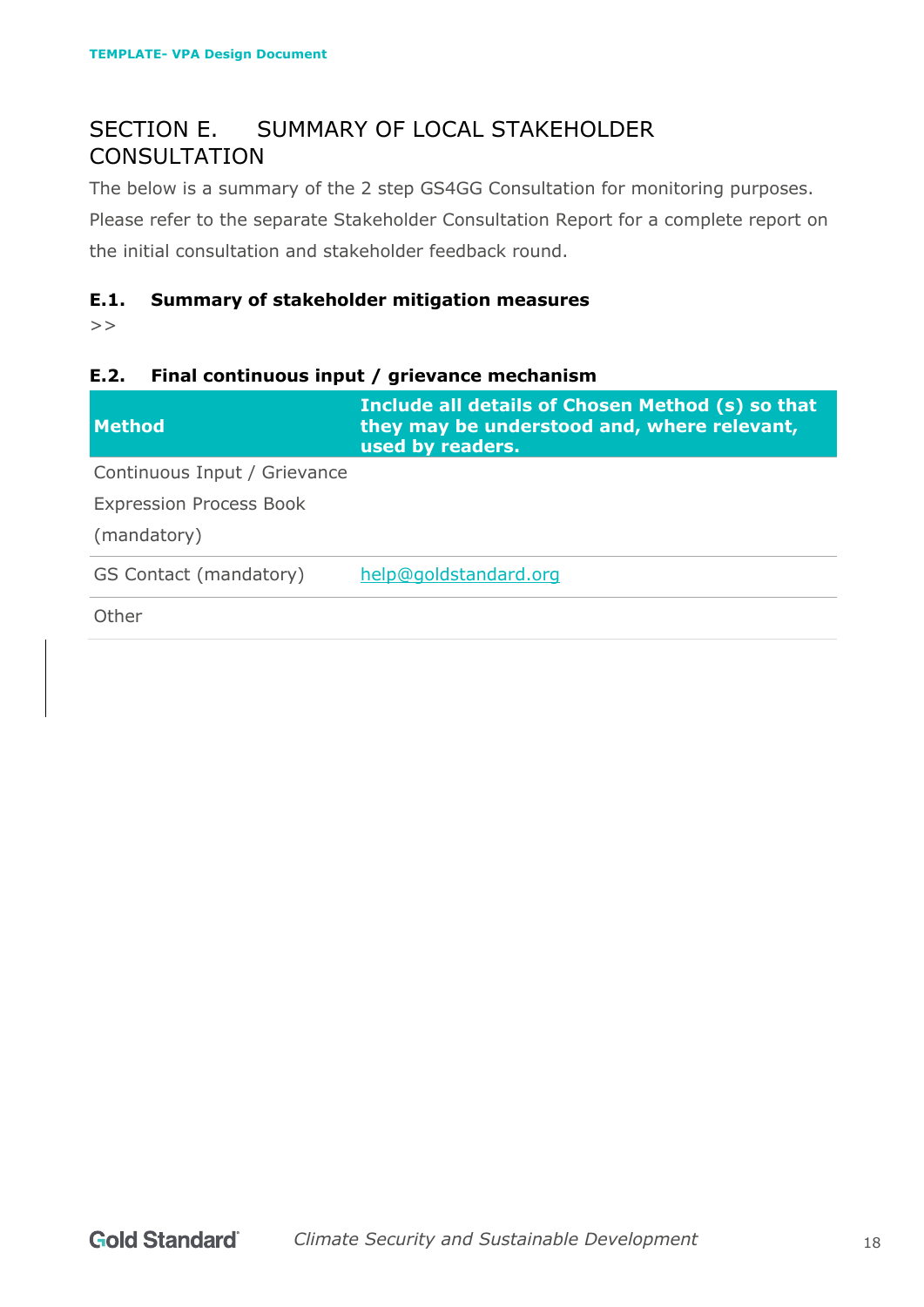# SECTION E. SUMMARY OF LOCAL STAKEHOLDER CONSULTATION

The below is a summary of the 2 step GS4GG Consultation for monitoring purposes. Please refer to the separate Stakeholder Consultation Report for a complete report on the initial consultation and stakeholder feedback round.

### E.1. Summary of stakeholder mitigation measures

>>

### E.2. Final continuous input / grievance mechanism

| Method | Include all details of Chosen Method (s) so that they may be understood and, where relevant, used by readers. |
|---|---|
| Continuous Input / Grievance Expression Process Book (mandatory) | |
| GS Contact (mandatory) | help@goldstandard.org |
| Other | |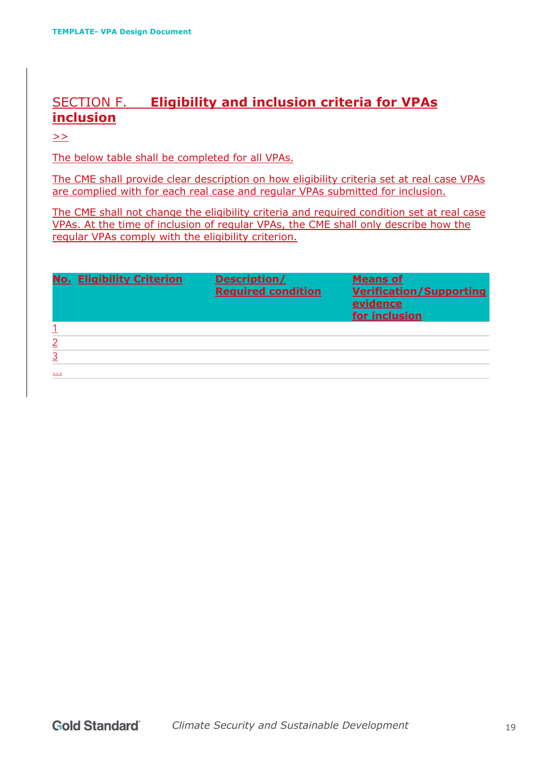## SECTION F. **Eligibility and inclusion criteria for VPAs inclusion**

>>

The below table shall be completed for all VPAs.

The CME shall provide clear description on how eligibility criteria set at real case VPAs are complied with for each real case and regular VPAs submitted for inclusion.

The CME shall not change the eligibility criteria and required condition set at real case VPAs. At the time of inclusion of regular VPAs, the CME shall only describe how the regular VPAs comply with the eligibility criterion.

| No. | Eligibility Criterion | Description/ Required condition | Means of Verification/Supporting evidence for inclusion |
|---|---|---|---|
| 1 | | | |
| 2 | | | |
| 3 | | | |
| … | | | |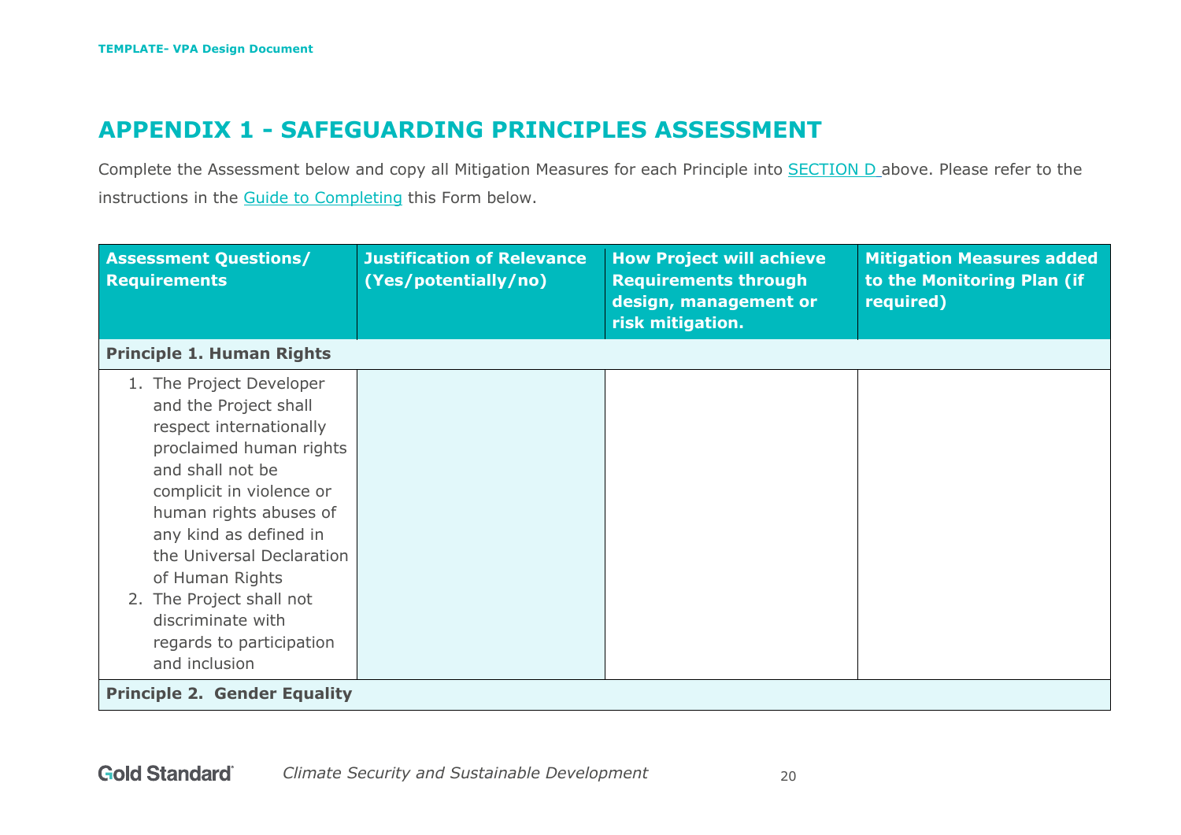# APPENDIX 1 - SAFEGUARDING PRINCIPLES ASSESSMENT

Complete the Assessment below and copy all Mitigation Measures for each Principle into SECTION D above. Please refer to the instructions in the Guide to Completing this Form below.

| Assessment Questions/ Requirements | Justification of Relevance (Yes/potentially/no) | How Project will achieve Requirements through design, management or risk mitigation. | Mitigation Measures added to the Monitoring Plan (if required) |
|---|---|---|---|
| **Principle 1. Human Rights** | | | |
| 1. The Project Developer and the Project shall respect internationally proclaimed human rights and shall not be complicit in violence or human rights abuses of any kind as defined in the Universal Declaration of Human Rights<br>2. The Project shall not discriminate with regards to participation and inclusion | | | |
| **Principle 2. Gender Equality** | | | |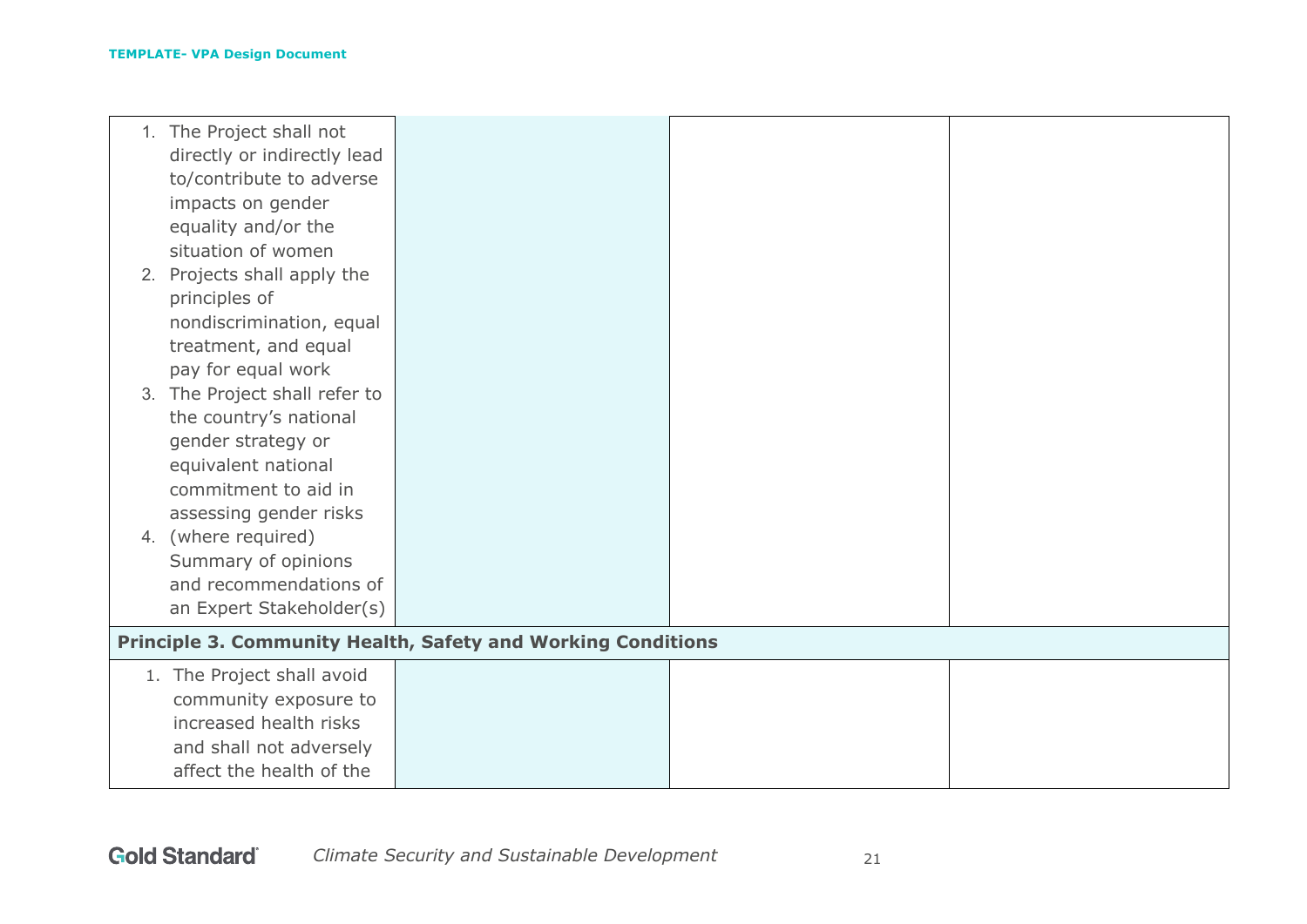| | | | |
|---|---|---|---|
| 1. The Project shall not directly or indirectly lead to/contribute to adverse impacts on gender equality and/or the situation of women<br>2. Projects shall apply the principles of nondiscrimination, equal treatment, and equal pay for equal work<br>3. The Project shall refer to the country's national gender strategy or equivalent national commitment to aid in assessing gender risks<br>4. (where required) Summary of opinions and recommendations of an Expert Stakeholder(s) | | | |
| **Principle 3. Community Health, Safety and Working Conditions** | | | |
| 1. The Project shall avoid community exposure to increased health risks and shall not adversely affect the health of the | | | |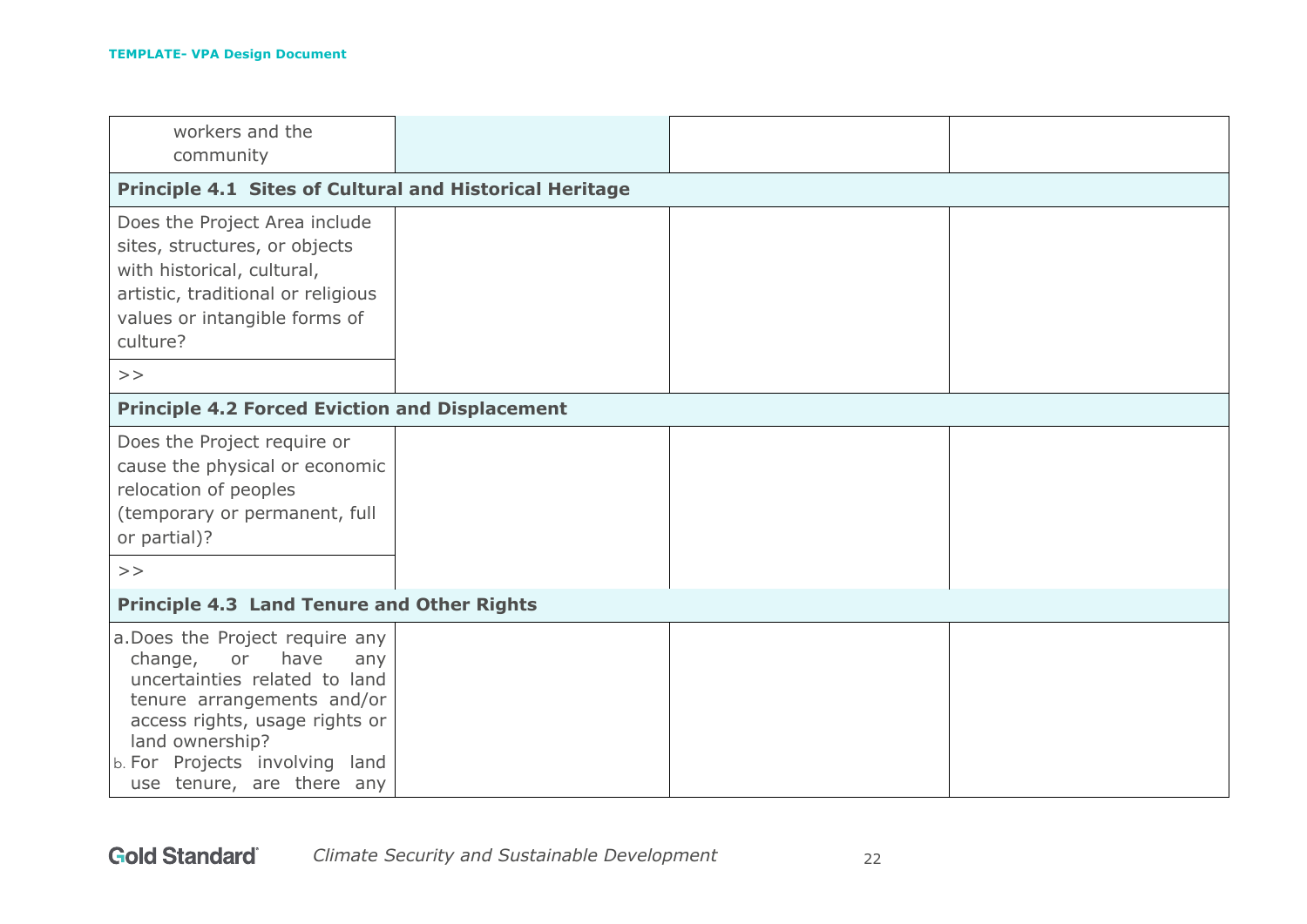| | | | |
|---|---|---|---|
| workers and the community | | | |
| **Principle 4.1 Sites of Cultural and Historical Heritage** | | | |
| Does the Project Area include sites, structures, or objects with historical, cultural, artistic, traditional or religious values or intangible forms of culture? | | | |
| >> | | | |
| **Principle 4.2 Forced Eviction and Displacement** | | | |
| Does the Project require or cause the physical or economic relocation of peoples (temporary or permanent, full or partial)? | | | |
| >> | | | |
| **Principle 4.3 Land Tenure and Other Rights** | | | |
| a. Does the Project require any change, or have any uncertainties related to land tenure arrangements and/or access rights, usage rights or land ownership?<br>b. For Projects involving land use tenure, are there any | | | |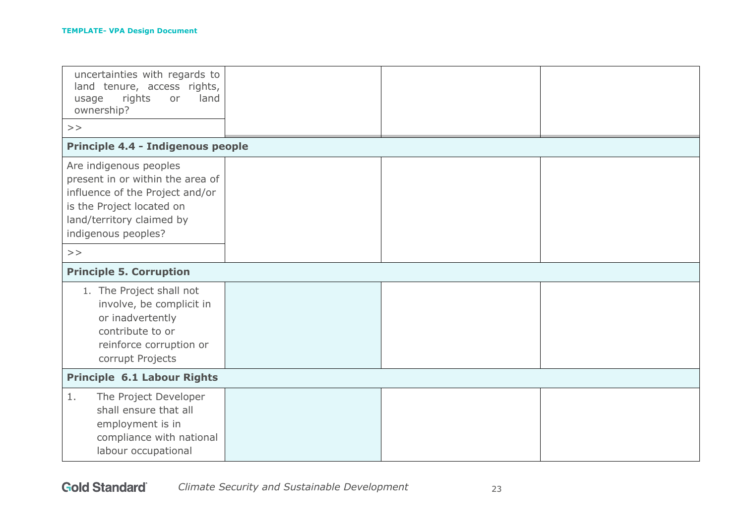| | | | |
|---|---|---|---|
| uncertainties with regards to land tenure, access rights, usage rights or land ownership? | | | |
| >> | | | |
| **Principle 4.4 - Indigenous people** | | | |
| Are indigenous peoples present in or within the area of influence of the Project and/or is the Project located on land/territory claimed by indigenous peoples? | | | |
| >> | | | |
| **Principle 5. Corruption** | | | |
| 1. The Project shall not involve, be complicit in or inadvertently contribute to or reinforce corruption or corrupt Projects | | | |
| **Principle 6.1 Labour Rights** | | | |
| 1. The Project Developer shall ensure that all employment is in compliance with national labour occupational | | | |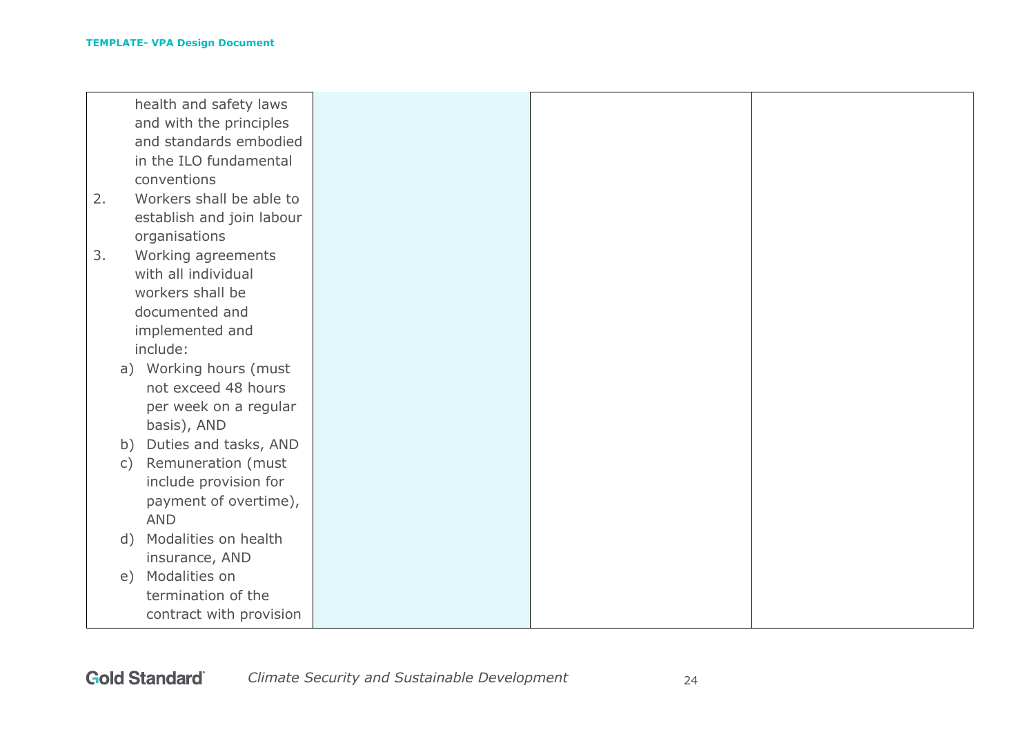| | | | |
|---|---|---|---|
| health and safety laws and with the principles and standards embodied in the ILO fundamental conventions<br>2. Workers shall be able to establish and join labour organisations<br>3. Working agreements with all individual workers shall be documented and implemented and include:<br>a) Working hours (must not exceed 48 hours per week on a regular basis), AND<br>b) Duties and tasks, AND<br>c) Remuneration (must include provision for payment of overtime), AND<br>d) Modalities on health insurance, AND<br>e) Modalities on termination of the contract with provision | | | |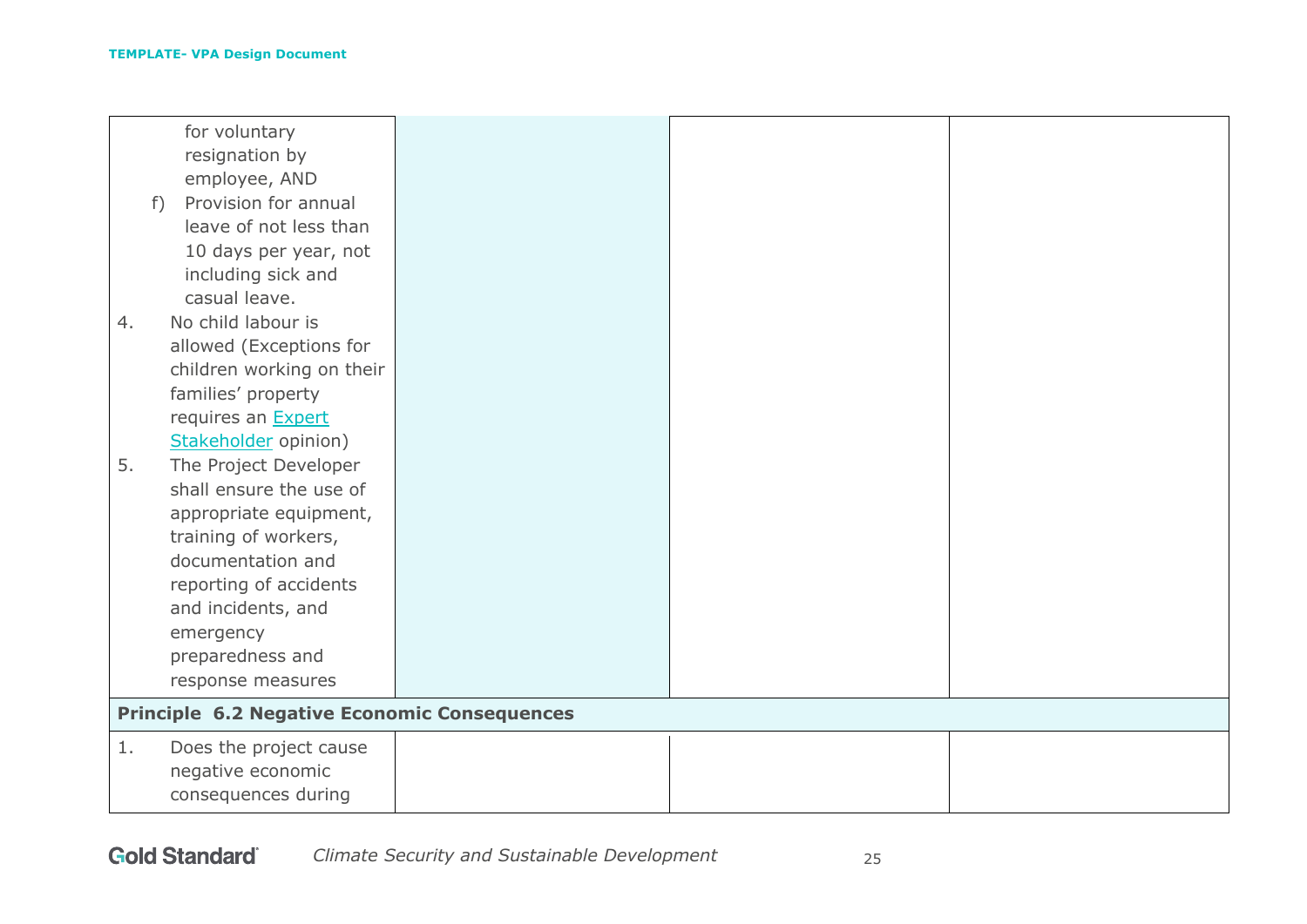| | | | |
|---|---|---|---|
| for voluntary resignation by employee, AND<br>f) Provision for annual leave of not less than 10 days per year, not including sick and casual leave.<br>4. No child labour is allowed (Exceptions for children working on their families' property requires an Expert Stakeholder opinion)<br>5. The Project Developer shall ensure the use of appropriate equipment, training of workers, documentation and reporting of accidents and incidents, and emergency preparedness and response measures | | | |
| **Principle 6.2 Negative Economic Consequences** | | | |
| 1. Does the project cause negative economic consequences during | | | |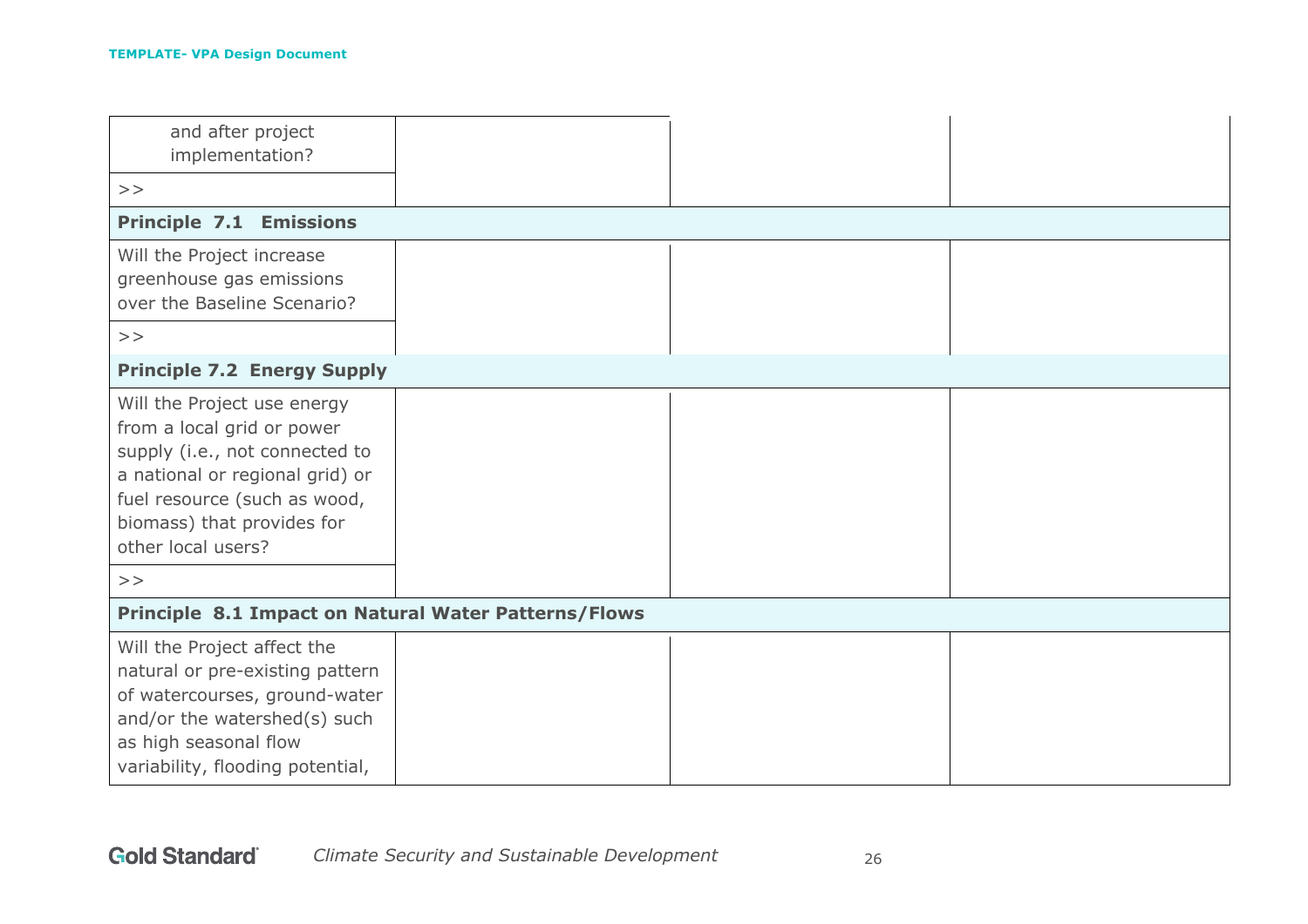| | | | |
|---|---|---|---|
| and after project implementation? | | | |
| >> | | | |
| **Principle 7.1 Emissions** | | | |
| Will the Project increase greenhouse gas emissions over the Baseline Scenario? | | | |
| >> | | | |
| **Principle 7.2 Energy Supply** | | | |
| Will the Project use energy from a local grid or power supply (i.e., not connected to a national or regional grid) or fuel resource (such as wood, biomass) that provides for other local users? | | | |
| >> | | | |
| **Principle 8.1 Impact on Natural Water Patterns/Flows** | | | |
| Will the Project affect the natural or pre-existing pattern of watercourses, ground-water and/or the watershed(s) such as high seasonal flow variability, flooding potential, | | | |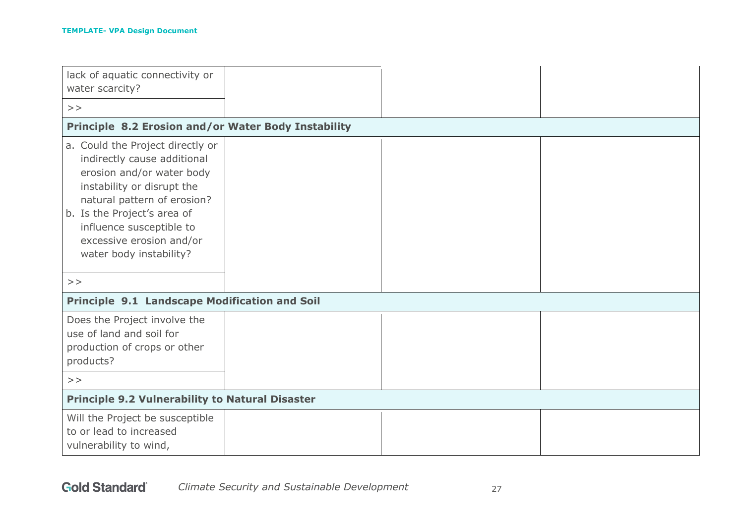| | | | |
|---|---|---|---|
| lack of aquatic connectivity or water scarcity? | | | |
| >> | | | |
| **Principle 8.2 Erosion and/or Water Body Instability** | | | |
| a. Could the Project directly or indirectly cause additional erosion and/or water body instability or disrupt the natural pattern of erosion?<br>b. Is the Project's area of influence susceptible to excessive erosion and/or water body instability? | | | |
| >> | | | |
| **Principle 9.1 Landscape Modification and Soil** | | | |
| Does the Project involve the use of land and soil for production of crops or other products? | | | |
| >> | | | |
| **Principle 9.2 Vulnerability to Natural Disaster** | | | |
| Will the Project be susceptible to or lead to increased vulnerability to wind, | | | |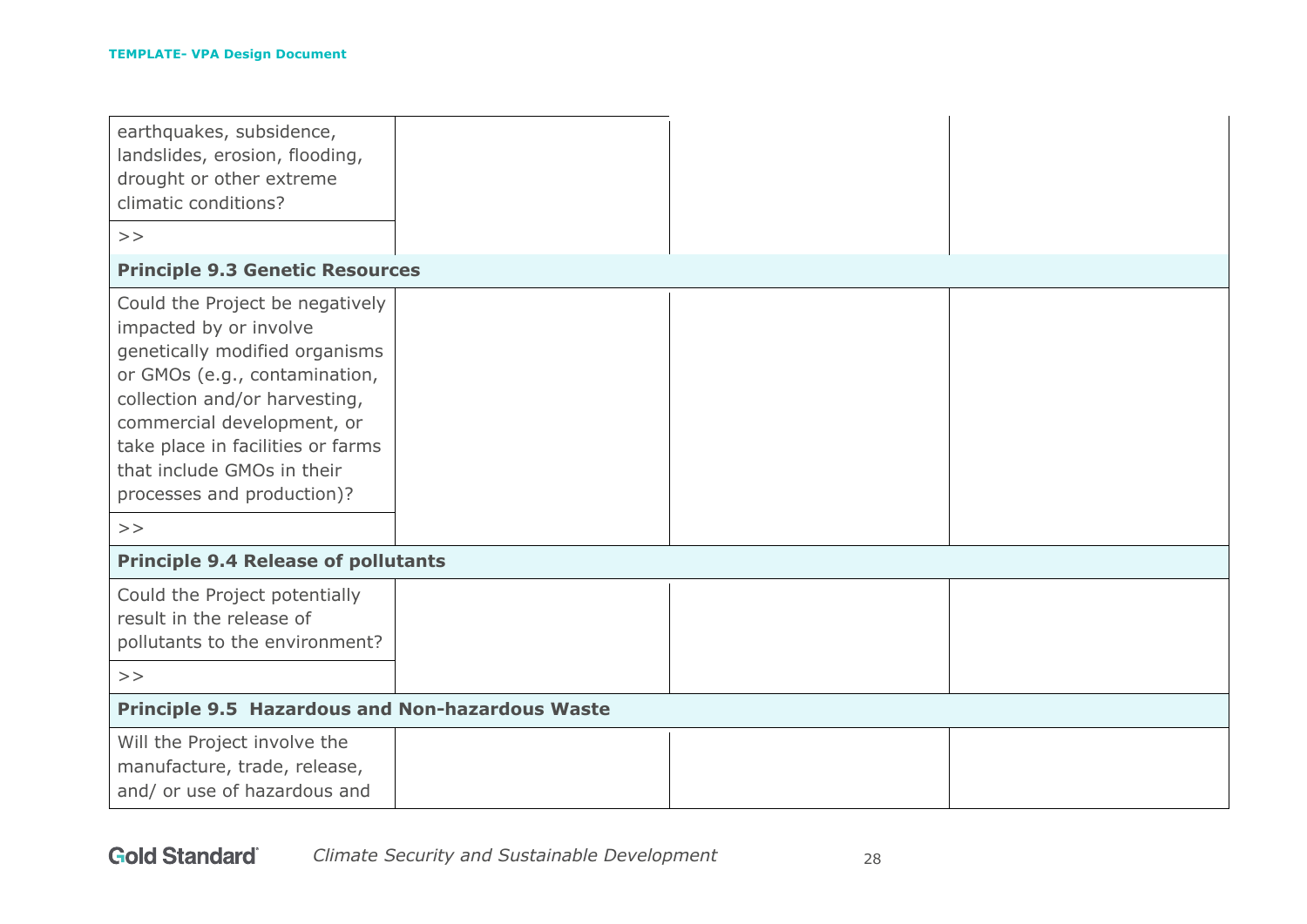| | | | |
|---|---|---|---|
| earthquakes, subsidence, landslides, erosion, flooding, drought or other extreme climatic conditions? | | | |
| >> | | | |
| **Principle 9.3 Genetic Resources** | | | |
| Could the Project be negatively impacted by or involve genetically modified organisms or GMOs (e.g., contamination, collection and/or harvesting, commercial development, or take place in facilities or farms that include GMOs in their processes and production)? | | | |
| >> | | | |
| **Principle 9.4 Release of pollutants** | | | |
| Could the Project potentially result in the release of pollutants to the environment? | | | |
| >> | | | |
| **Principle 9.5 Hazardous and Non-hazardous Waste** | | | |
| Will the Project involve the manufacture, trade, release, and/ or use of hazardous and | | | |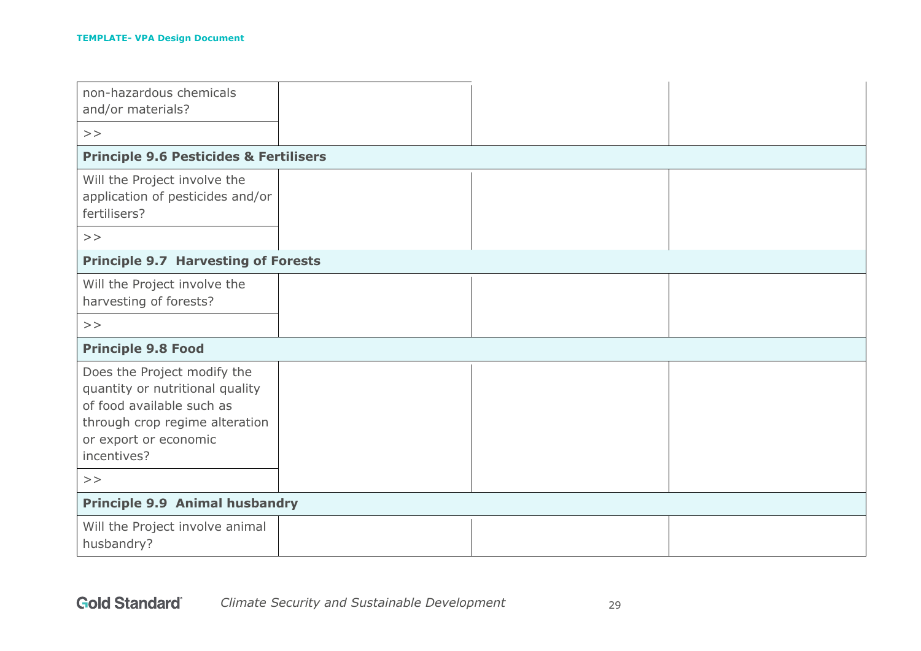| | | | |
|---|---|---|---|
| non-hazardous chemicals and/or materials? | | | |
| >> | | | |
| **Principle 9.6 Pesticides & Fertilisers** | | | |
| Will the Project involve the application of pesticides and/or fertilisers? | | | |
| >> | | | |
| **Principle 9.7 Harvesting of Forests** | | | |
| Will the Project involve the harvesting of forests? | | | |
| >> | | | |
| **Principle 9.8 Food** | | | |
| Does the Project modify the quantity or nutritional quality of food available such as through crop regime alteration or export or economic incentives? | | | |
| >> | | | |
| **Principle 9.9 Animal husbandry** | | | |
| Will the Project involve animal husbandry? | | | |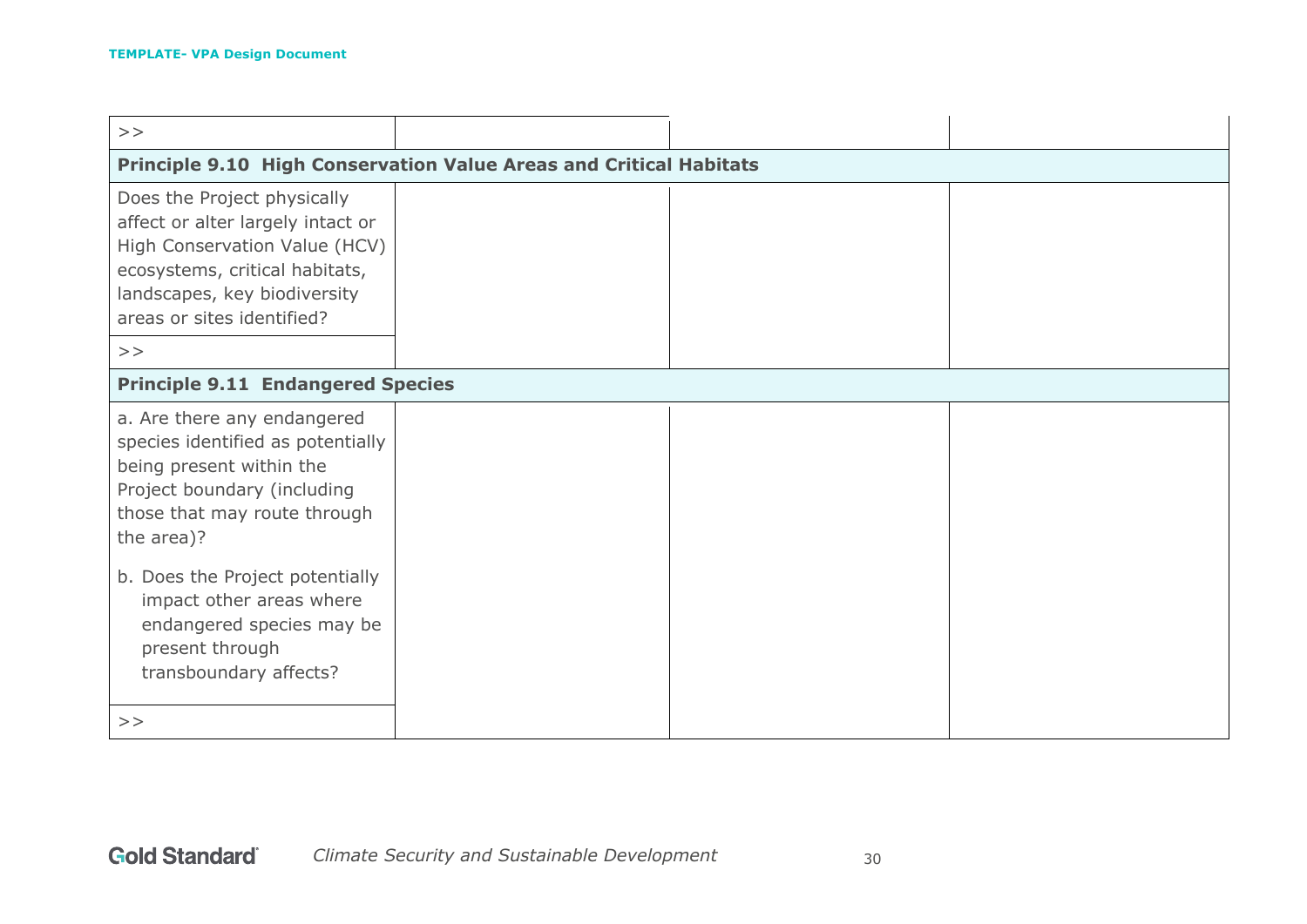| | | | |
|---|---|---|---|
| >> | | | |
| **Principle 9.10 High Conservation Value Areas and Critical Habitats** | | | |
| Does the Project physically affect or alter largely intact or High Conservation Value (HCV) ecosystems, critical habitats, landscapes, key biodiversity areas or sites identified? | | | |
| >> | | | |
| **Principle 9.11 Endangered Species** | | | |
| a. Are there any endangered species identified as potentially being present within the Project boundary (including those that may route through the area)?<br><br>b. Does the Project potentially impact other areas where endangered species may be present through transboundary affects? | | | |
| >> | | | |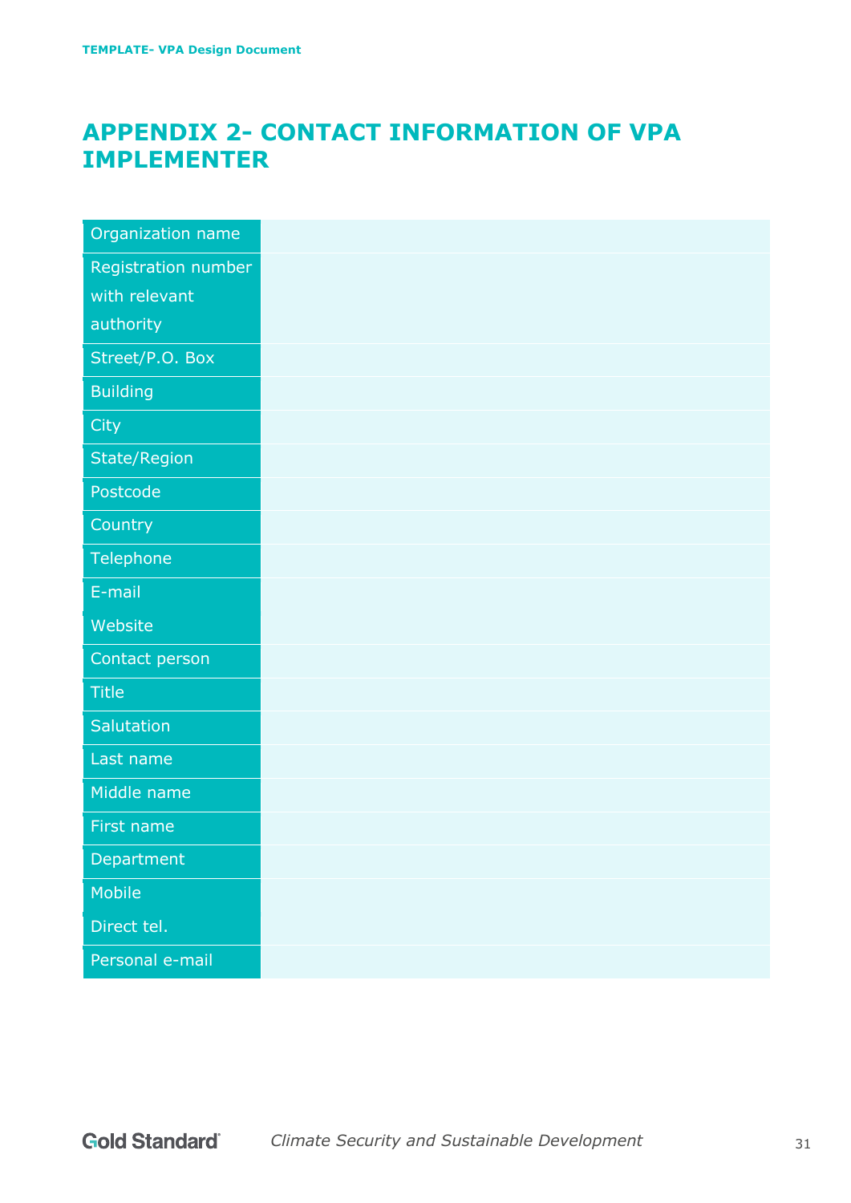# APPENDIX 2- CONTACT INFORMATION OF VPA IMPLEMENTER

| | |
|---|---|
| Organization name | |
| Registration number with relevant authority | |
| Street/P.O. Box | |
| Building | |
| City | |
| State/Region | |
| Postcode | |
| Country | |
| Telephone | |
| E-mail | |
| Website | |
| Contact person | |
| Title | |
| Salutation | |
| Last name | |
| Middle name | |
| First name | |
| Department | |
| Mobile | |
| Direct tel. | |
| Personal e-mail | |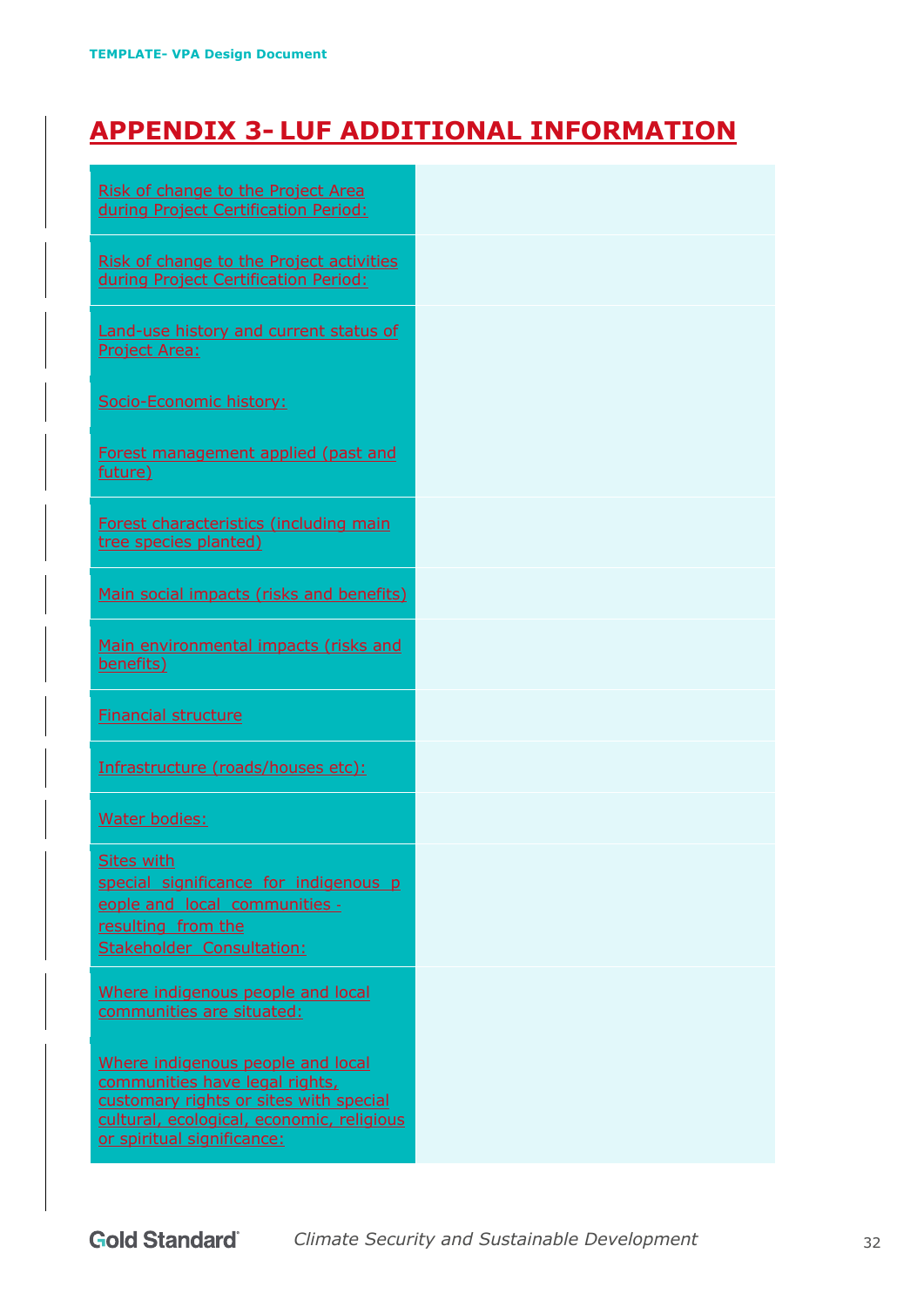## APPENDIX 3- LUF ADDITIONAL INFORMATION

| | |
|---|---|
| Risk of change to the Project Area during Project Certification Period: | |
| Risk of change to the Project activities during Project Certification Period: | |
| Land-use history and current status of Project Area: <br><br> Socio-Economic history: <br><br> Forest management applied (past and future) | |
| Forest characteristics (including main tree species planted) | |
| Main social impacts (risks and benefits) | |
| Main environmental impacts (risks and benefits) | |
| Financial structure | |
| Infrastructure (roads/houses etc): | |
| Water bodies: | |
| Sites with special significance for indigenous people and local communities - resulting from the Stakeholder Consultation: | |
| Where indigenous people and local communities are situated: <br><br> Where indigenous people and local communities have legal rights, customary rights or sites with special cultural, ecological, economic, religious or spiritual significance: | |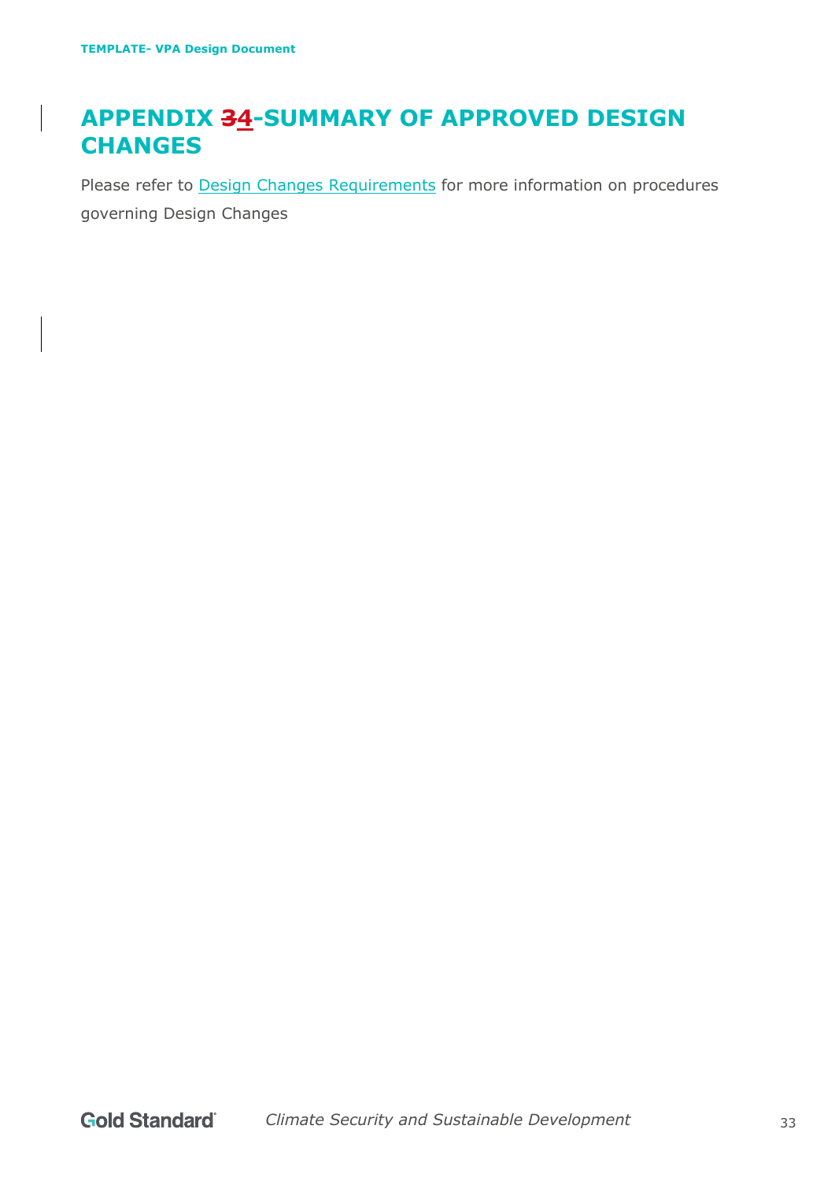# APPENDIX ~~3~~4-SUMMARY OF APPROVED DESIGN CHANGES

Please refer to [Design Changes Requirements]() for more information on procedures governing Design Changes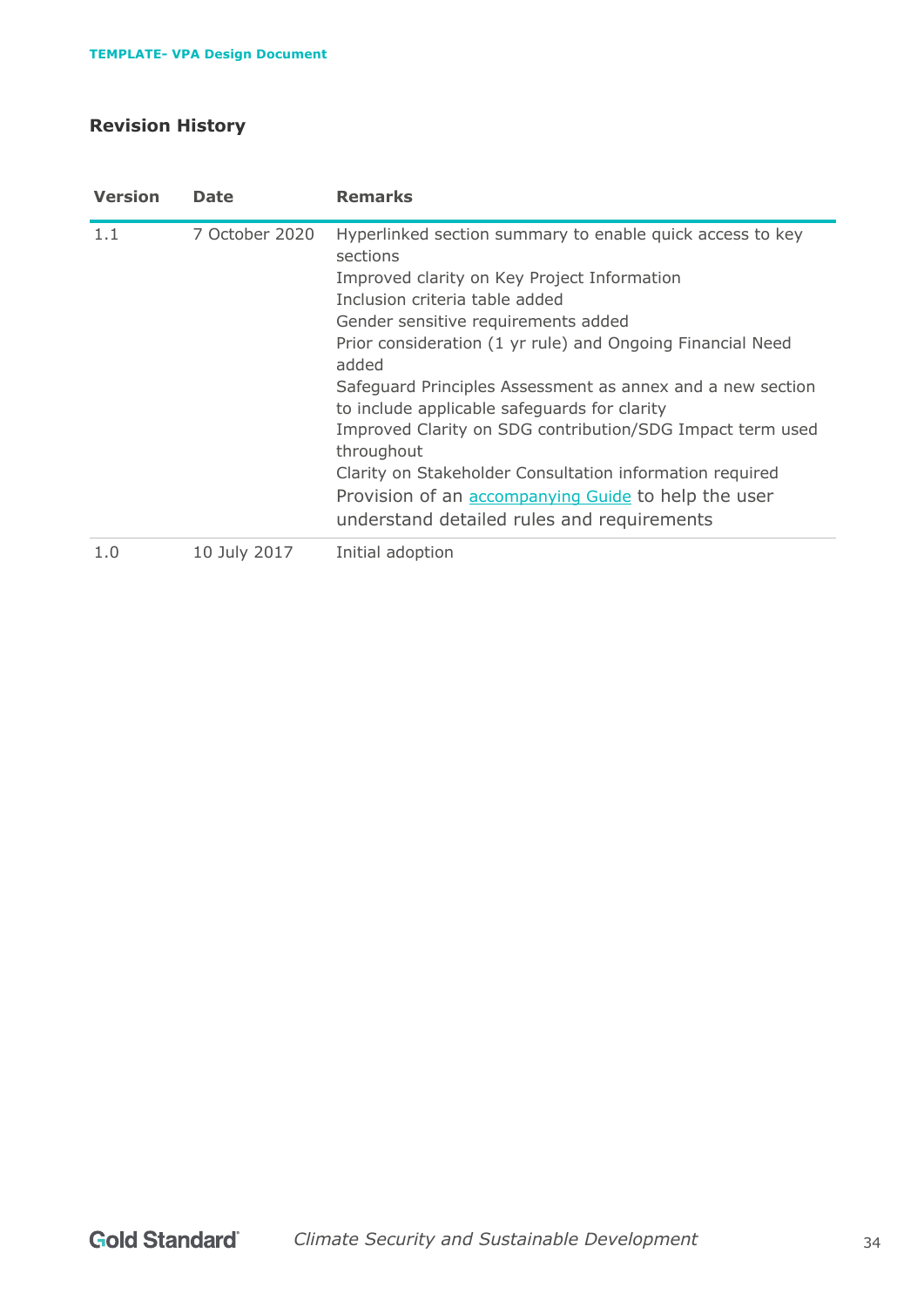### Revision History

| Version | Date | Remarks |
|---|---|---|
| 1.1 | 7 October 2020 | Hyperlinked section summary to enable quick access to key sections<br>Improved clarity on Key Project Information<br>Inclusion criteria table added<br>Gender sensitive requirements added<br>Prior consideration (1 yr rule) and Ongoing Financial Need added<br>Safeguard Principles Assessment as annex and a new section to include applicable safeguards for clarity<br>Improved Clarity on SDG contribution/SDG Impact term used throughout<br>Clarity on Stakeholder Consultation information required<br>Provision of an accompanying Guide to help the user understand detailed rules and requirements |
| 1.0 | 10 July 2017 | Initial adoption |